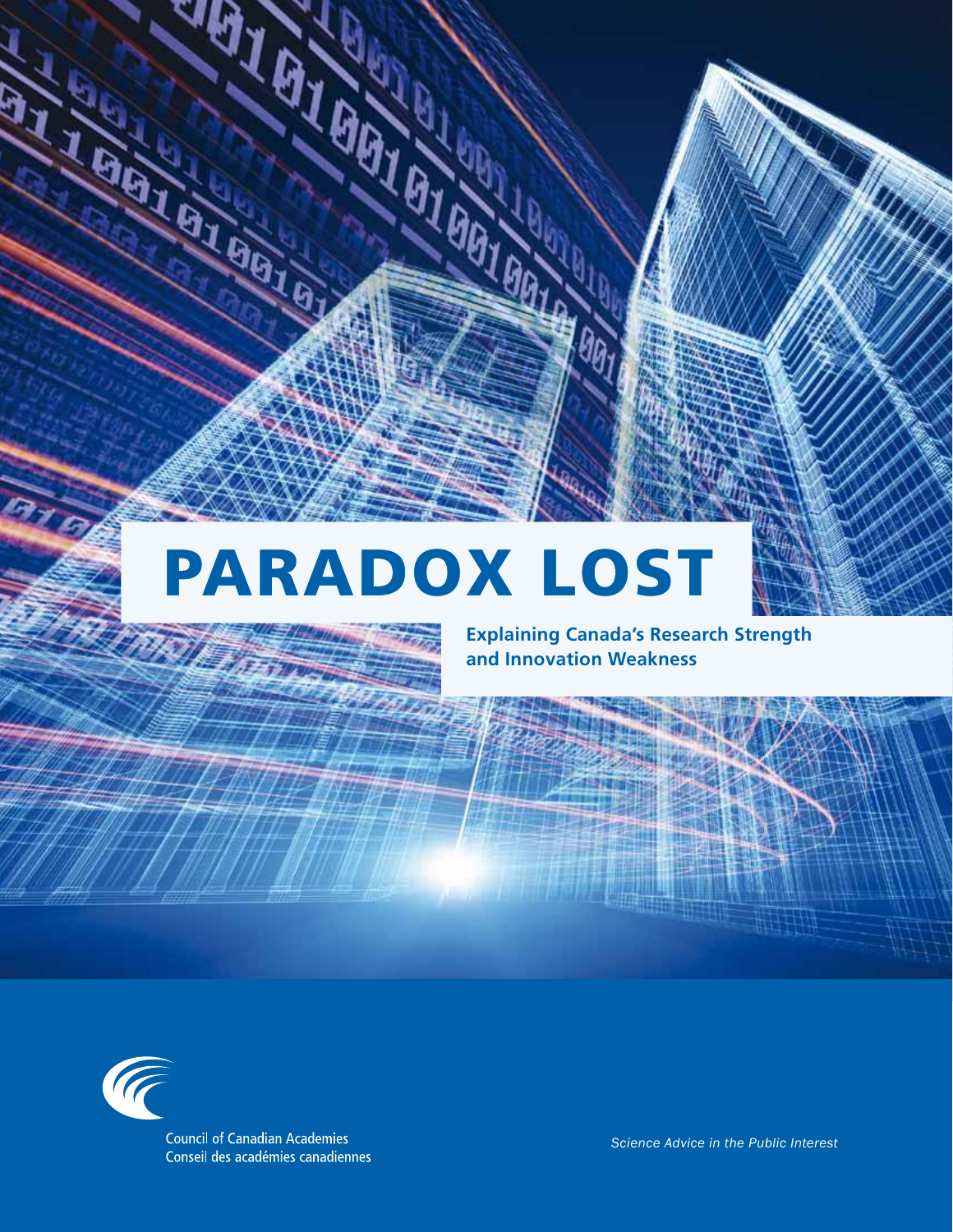# PARADOX LOST

**Explaining Canada's Research Strength and Innovation Weakness**

Council of Canadian Academies
Conseil des académies canadiennes

*Science Advice in the Public Interest*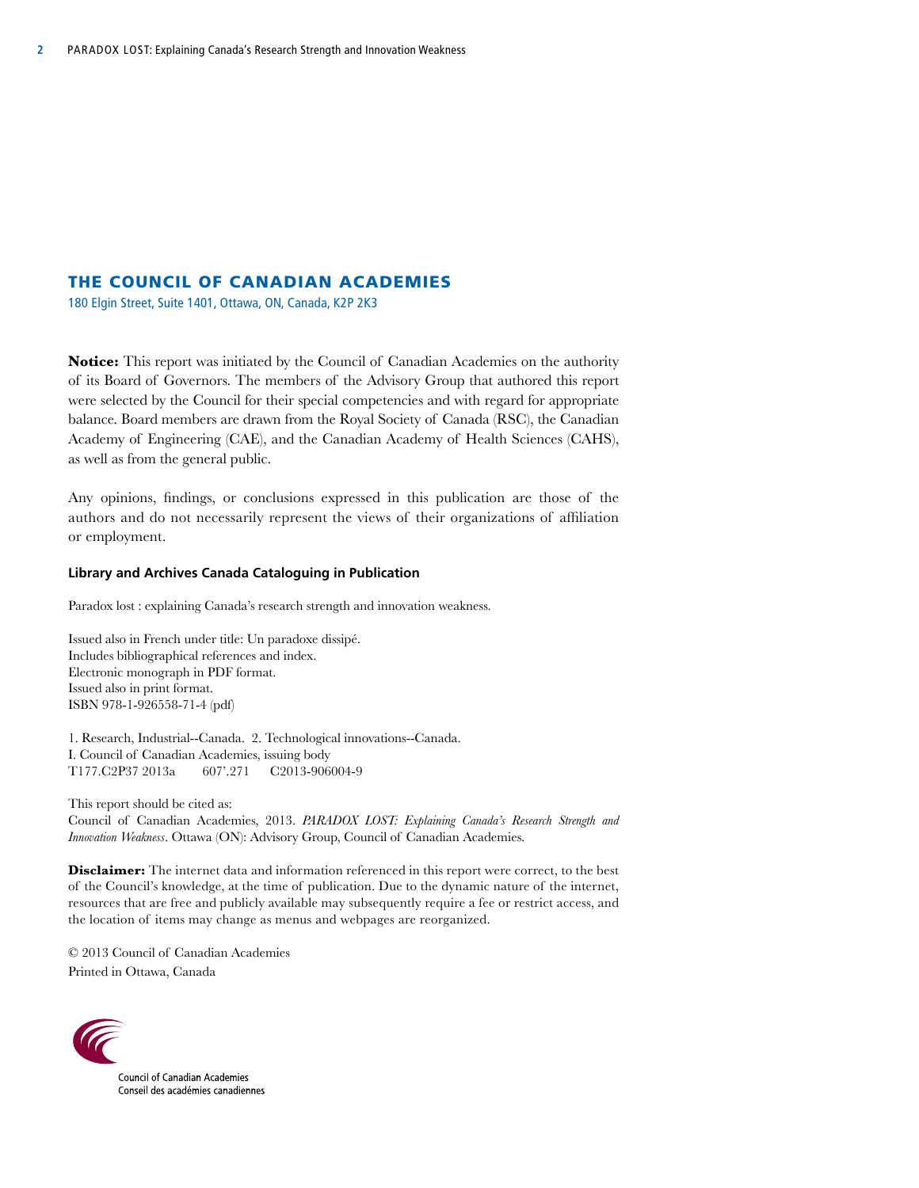## THE COUNCIL OF CANADIAN ACADEMIES

180 Elgin Street, Suite 1401, Ottawa, ON, Canada, K2P 2K3

**Notice:** This report was initiated by the Council of Canadian Academies on the authority of its Board of Governors. The members of the Advisory Group that authored this report were selected by the Council for their special competencies and with regard for appropriate balance. Board members are drawn from the Royal Society of Canada (RSC), the Canadian Academy of Engineering (CAE), and the Canadian Academy of Health Sciences (CAHS), as well as from the general public.

Any opinions, findings, or conclusions expressed in this publication are those of the authors and do not necessarily represent the views of their organizations of affiliation or employment.

**Library and Archives Canada Cataloguing in Publication**

Paradox lost : explaining Canada's research strength and innovation weakness.

Issued also in French under title: Un paradoxe dissipé.
Includes bibliographical references and index.
Electronic monograph in PDF format.
Issued also in print format.
ISBN 978-1-926558-71-4 (pdf)

1. Research, Industrial--Canada. 2. Technological innovations--Canada.
I. Council of Canadian Academies, issuing body
T177.C2P37 2013a 607'.271 C2013-906004-9

This report should be cited as:
Council of Canadian Academies, 2013. *PARADOX LOST: Explaining Canada's Research Strength and Innovation Weakness*. Ottawa (ON): Advisory Group, Council of Canadian Academies.

**Disclaimer:** The internet data and information referenced in this report were correct, to the best of the Council's knowledge, at the time of publication. Due to the dynamic nature of the internet, resources that are free and publicly available may subsequently require a fee or restrict access, and the location of items may change as menus and webpages are reorganized.

© 2013 Council of Canadian Academies
Printed in Ottawa, Canada

Council of Canadian Academies
Conseil des académies canadiennes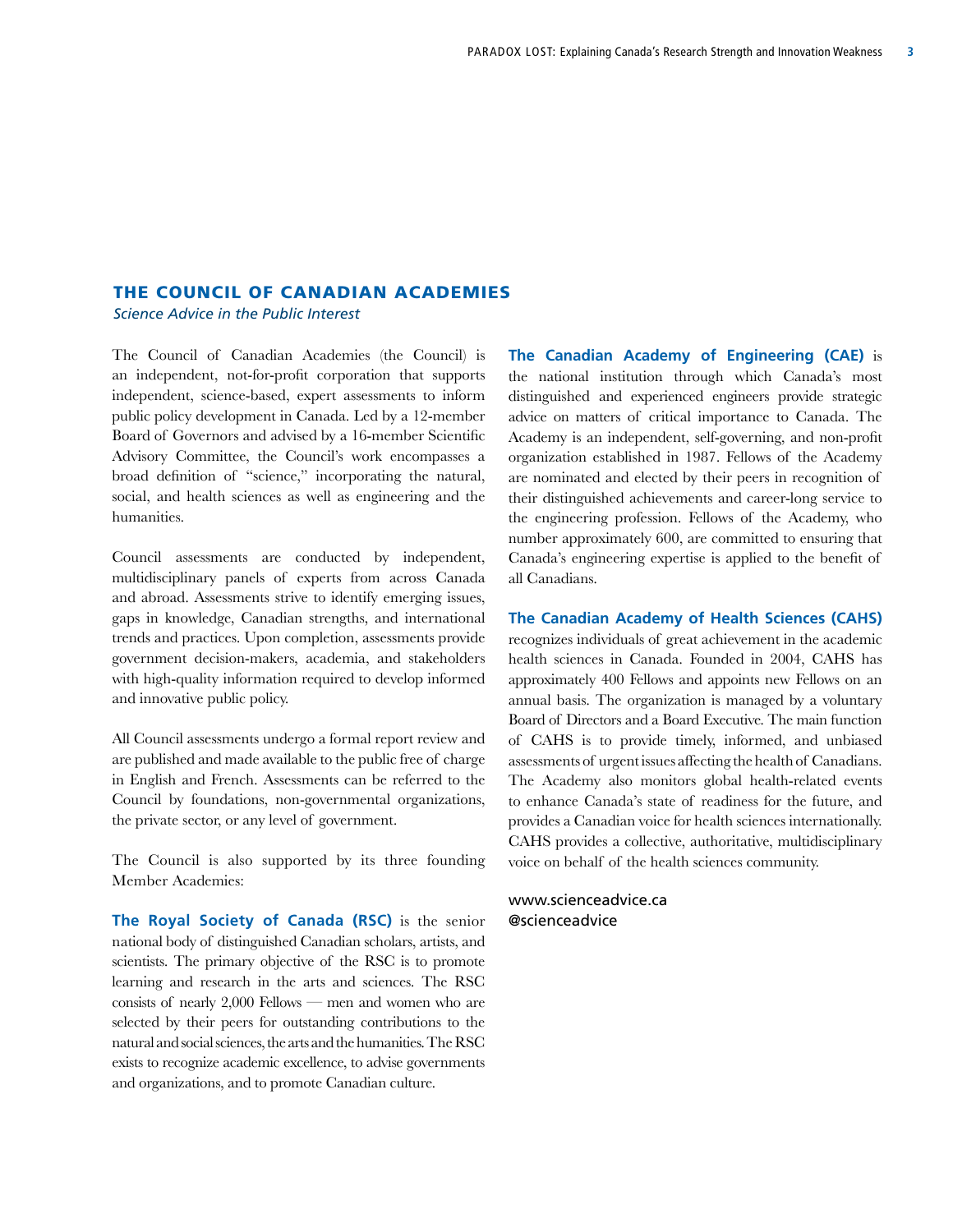## THE COUNCIL OF CANADIAN ACADEMIES

*Science Advice in the Public Interest*

The Council of Canadian Academies (the Council) is an independent, not-for-profit corporation that supports independent, science-based, expert assessments to inform public policy development in Canada. Led by a 12-member Board of Governors and advised by a 16-member Scientific Advisory Committee, the Council's work encompasses a broad definition of "science," incorporating the natural, social, and health sciences as well as engineering and the humanities.

Council assessments are conducted by independent, multidisciplinary panels of experts from across Canada and abroad. Assessments strive to identify emerging issues, gaps in knowledge, Canadian strengths, and international trends and practices. Upon completion, assessments provide government decision-makers, academia, and stakeholders with high-quality information required to develop informed and innovative public policy.

All Council assessments undergo a formal report review and are published and made available to the public free of charge in English and French. Assessments can be referred to the Council by foundations, non-governmental organizations, the private sector, or any level of government.

The Council is also supported by its three founding Member Academies:

**The Royal Society of Canada (RSC)** is the senior national body of distinguished Canadian scholars, artists, and scientists. The primary objective of the RSC is to promote learning and research in the arts and sciences. The RSC consists of nearly 2,000 Fellows — men and women who are selected by their peers for outstanding contributions to the natural and social sciences, the arts and the humanities. The RSC exists to recognize academic excellence, to advise governments and organizations, and to promote Canadian culture.

**The Canadian Academy of Engineering (CAE)** is the national institution through which Canada's most distinguished and experienced engineers provide strategic advice on matters of critical importance to Canada. The Academy is an independent, self-governing, and non-profit organization established in 1987. Fellows of the Academy are nominated and elected by their peers in recognition of their distinguished achievements and career-long service to the engineering profession. Fellows of the Academy, who number approximately 600, are committed to ensuring that Canada's engineering expertise is applied to the benefit of all Canadians.

**The Canadian Academy of Health Sciences (CAHS)** recognizes individuals of great achievement in the academic health sciences in Canada. Founded in 2004, CAHS has approximately 400 Fellows and appoints new Fellows on an annual basis. The organization is managed by a voluntary Board of Directors and a Board Executive. The main function of CAHS is to provide timely, informed, and unbiased assessments of urgent issues affecting the health of Canadians. The Academy also monitors global health-related events to enhance Canada's state of readiness for the future, and provides a Canadian voice for health sciences internationally. CAHS provides a collective, authoritative, multidisciplinary voice on behalf of the health sciences community.

www.scienceadvice.ca
@scienceadvice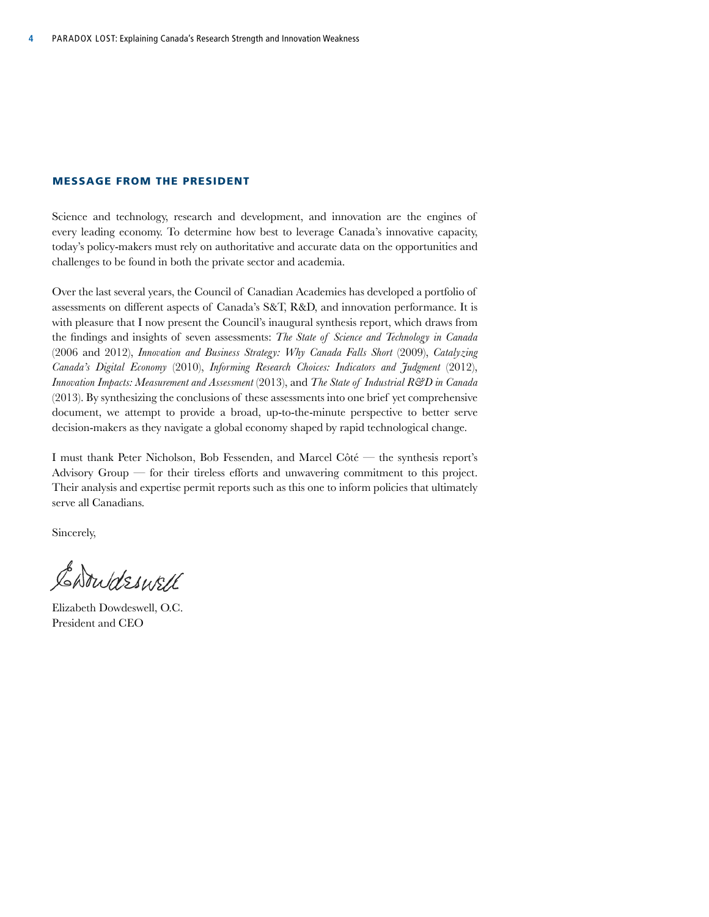## MESSAGE FROM THE PRESIDENT

Science and technology, research and development, and innovation are the engines of every leading economy. To determine how best to leverage Canada's innovative capacity, today's policy-makers must rely on authoritative and accurate data on the opportunities and challenges to be found in both the private sector and academia.

Over the last several years, the Council of Canadian Academies has developed a portfolio of assessments on different aspects of Canada's S&T, R&D, and innovation performance. It is with pleasure that I now present the Council's inaugural synthesis report, which draws from the findings and insights of seven assessments: *The State of Science and Technology in Canada* (2006 and 2012), *Innovation and Business Strategy: Why Canada Falls Short* (2009), *Catalyzing Canada's Digital Economy* (2010), *Informing Research Choices: Indicators and Judgment* (2012), *Innovation Impacts: Measurement and Assessment* (2013), and *The State of Industrial R&D in Canada* (2013). By synthesizing the conclusions of these assessments into one brief yet comprehensive document, we attempt to provide a broad, up-to-the-minute perspective to better serve decision-makers as they navigate a global economy shaped by rapid technological change.

I must thank Peter Nicholson, Bob Fessenden, and Marcel Côté — the synthesis report's Advisory Group — for their tireless efforts and unwavering commitment to this project. Their analysis and expertise permit reports such as this one to inform policies that ultimately serve all Canadians.

Sincerely,

Elizabeth Dowdeswell, O.C.
President and CEO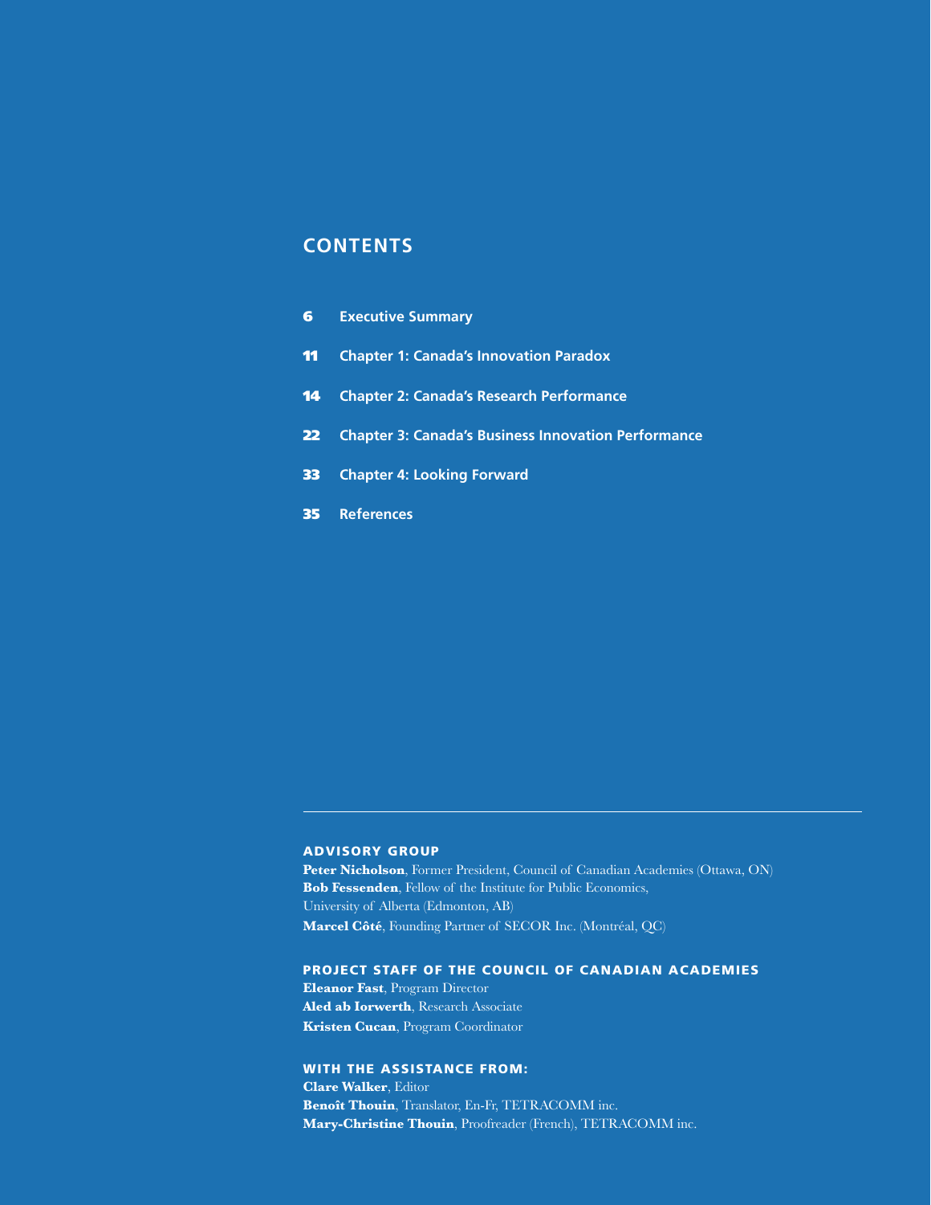## CONTENTS

**6** **Executive Summary**

**11** **Chapter 1: Canada's Innovation Paradox**

**14** **Chapter 2: Canada's Research Performance**

**22** **Chapter 3: Canada's Business Innovation Performance**

**33** **Chapter 4: Looking Forward**

**35** **References**

---

### ADVISORY GROUP

**Peter Nicholson**, Former President, Council of Canadian Academies (Ottawa, ON)
**Bob Fessenden**, Fellow of the Institute for Public Economics, University of Alberta (Edmonton, AB)
**Marcel Côté**, Founding Partner of SECOR Inc. (Montréal, QC)

### PROJECT STAFF OF THE COUNCIL OF CANADIAN ACADEMIES

**Eleanor Fast**, Program Director
**Aled ab Iorwerth**, Research Associate
**Kristen Cucan**, Program Coordinator

### WITH THE ASSISTANCE FROM:

**Clare Walker**, Editor
**Benoît Thouin**, Translator, En-Fr, TETRACOMM inc.
**Mary-Christine Thouin**, Proofreader (French), TETRACOMM inc.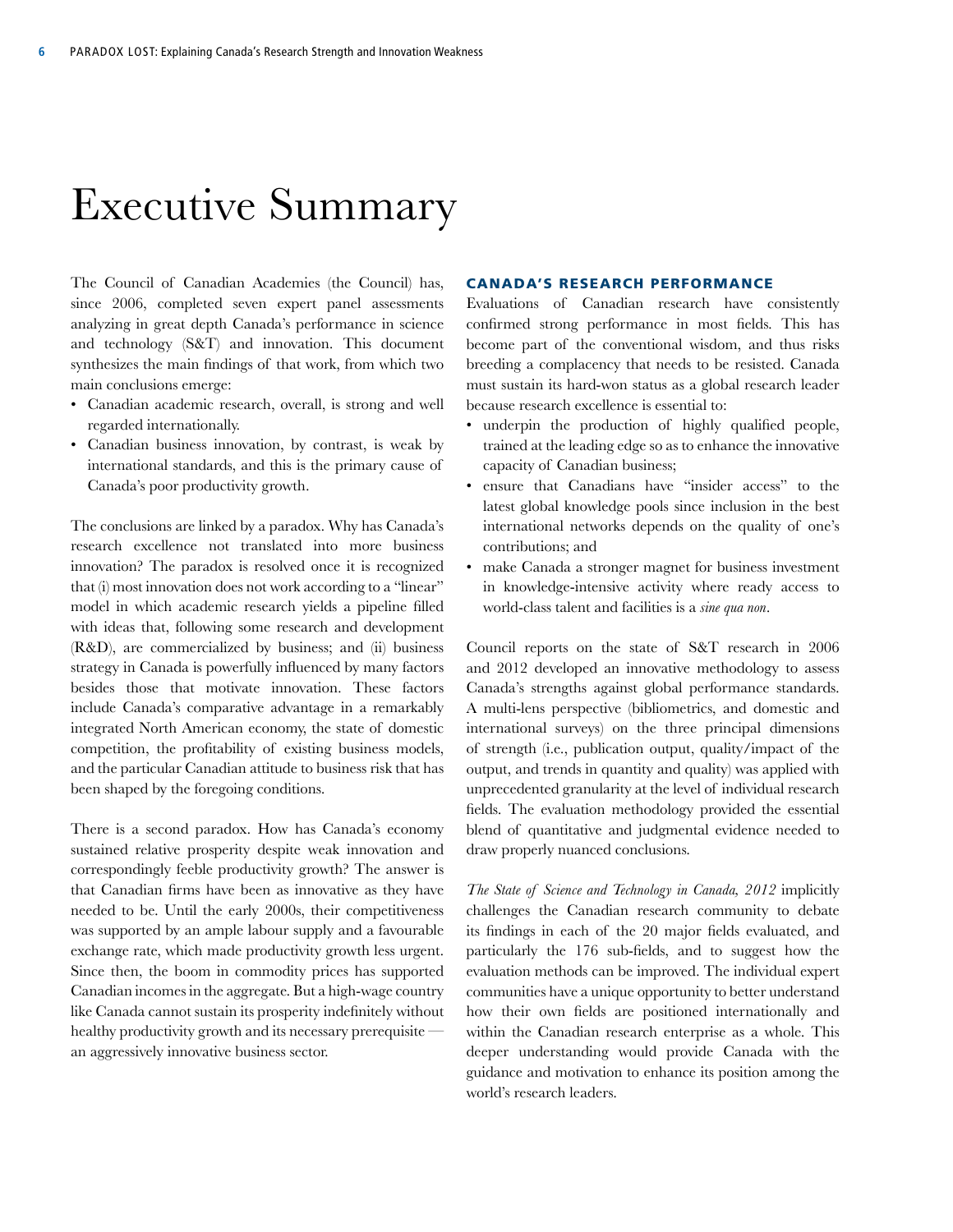# Executive Summary

The Council of Canadian Academies (the Council) has, since 2006, completed seven expert panel assessments analyzing in great depth Canada's performance in science and technology (S&T) and innovation. This document synthesizes the main findings of that work, from which two main conclusions emerge:

- Canadian academic research, overall, is strong and well regarded internationally.
- Canadian business innovation, by contrast, is weak by international standards, and this is the primary cause of Canada's poor productivity growth.

The conclusions are linked by a paradox. Why has Canada's research excellence not translated into more business innovation? The paradox is resolved once it is recognized that (i) most innovation does not work according to a "linear" model in which academic research yields a pipeline filled with ideas that, following some research and development (R&D), are commercialized by business; and (ii) business strategy in Canada is powerfully influenced by many factors besides those that motivate innovation. These factors include Canada's comparative advantage in a remarkably integrated North American economy, the state of domestic competition, the profitability of existing business models, and the particular Canadian attitude to business risk that has been shaped by the foregoing conditions.

There is a second paradox. How has Canada's economy sustained relative prosperity despite weak innovation and correspondingly feeble productivity growth? The answer is that Canadian firms have been as innovative as they have needed to be. Until the early 2000s, their competitiveness was supported by an ample labour supply and a favourable exchange rate, which made productivity growth less urgent. Since then, the boom in commodity prices has supported Canadian incomes in the aggregate. But a high-wage country like Canada cannot sustain its prosperity indefinitely without healthy productivity growth and its necessary prerequisite — an aggressively innovative business sector.

## CANADA'S RESEARCH PERFORMANCE

Evaluations of Canadian research have consistently confirmed strong performance in most fields. This has become part of the conventional wisdom, and thus risks breeding a complacency that needs to be resisted. Canada must sustain its hard-won status as a global research leader because research excellence is essential to:

- underpin the production of highly qualified people, trained at the leading edge so as to enhance the innovative capacity of Canadian business;
- ensure that Canadians have "insider access" to the latest global knowledge pools since inclusion in the best international networks depends on the quality of one's contributions; and
- make Canada a stronger magnet for business investment in knowledge-intensive activity where ready access to world-class talent and facilities is a *sine qua non*.

Council reports on the state of S&T research in 2006 and 2012 developed an innovative methodology to assess Canada's strengths against global performance standards. A multi-lens perspective (bibliometrics, and domestic and international surveys) on the three principal dimensions of strength (i.e., publication output, quality/impact of the output, and trends in quantity and quality) was applied with unprecedented granularity at the level of individual research fields. The evaluation methodology provided the essential blend of quantitative and judgmental evidence needed to draw properly nuanced conclusions.

*The State of Science and Technology in Canada, 2012* implicitly challenges the Canadian research community to debate its findings in each of the 20 major fields evaluated, and particularly the 176 sub-fields, and to suggest how the evaluation methods can be improved. The individual expert communities have a unique opportunity to better understand how their own fields are positioned internationally and within the Canadian research enterprise as a whole. This deeper understanding would provide Canada with the guidance and motivation to enhance its position among the world's research leaders.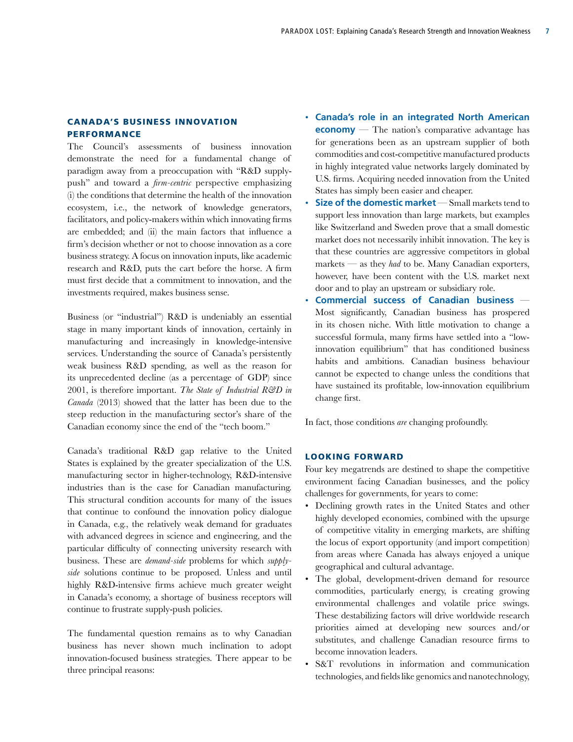## CANADA'S BUSINESS INNOVATION PERFORMANCE

The Council's assessments of business innovation demonstrate the need for a fundamental change of paradigm away from a preoccupation with "R&D supply-push" and toward a *firm-centric* perspective emphasizing (i) the conditions that determine the health of the innovation ecosystem, i.e., the network of knowledge generators, facilitators, and policy-makers within which innovating firms are embedded; and (ii) the main factors that influence a firm's decision whether or not to choose innovation as a core business strategy. A focus on innovation inputs, like academic research and R&D, puts the cart before the horse. A firm must first decide that a commitment to innovation, and the investments required, makes business sense.

Business (or "industrial") R&D is undeniably an essential stage in many important kinds of innovation, certainly in manufacturing and increasingly in knowledge-intensive services. Understanding the source of Canada's persistently weak business R&D spending, as well as the reason for its unprecedented decline (as a percentage of GDP) since 2001, is therefore important. *The State of Industrial R&D in Canada* (2013) showed that the latter has been due to the steep reduction in the manufacturing sector's share of the Canadian economy since the end of the "tech boom."

Canada's traditional R&D gap relative to the United States is explained by the greater specialization of the U.S. manufacturing sector in higher-technology, R&D-intensive industries than is the case for Canadian manufacturing. This structural condition accounts for many of the issues that continue to confound the innovation policy dialogue in Canada, e.g., the relatively weak demand for graduates with advanced degrees in science and engineering, and the particular difficulty of connecting university research with business. These are *demand-side* problems for which *supply-side* solutions continue to be proposed. Unless and until highly R&D-intensive firms achieve much greater weight in Canada's economy, a shortage of business receptors will continue to frustrate supply-push policies.

The fundamental question remains as to why Canadian business has never shown much inclination to adopt innovation-focused business strategies. There appear to be three principal reasons:

- **Canada's role in an integrated North American economy** — The nation's comparative advantage has for generations been as an upstream supplier of both commodities and cost-competitive manufactured products in highly integrated value networks largely dominated by U.S. firms. Acquiring needed innovation from the United States has simply been easier and cheaper.
- **Size of the domestic market** — Small markets tend to support less innovation than large markets, but examples like Switzerland and Sweden prove that a small domestic market does not necessarily inhibit innovation. The key is that these countries are aggressive competitors in global markets — as they *had* to be. Many Canadian exporters, however, have been content with the U.S. market next door and to play an upstream or subsidiary role.
- **Commercial success of Canadian business** — Most significantly, Canadian business has prospered in its chosen niche. With little motivation to change a successful formula, many firms have settled into a "low-innovation equilibrium" that has conditioned business habits and ambitions. Canadian business behaviour cannot be expected to change unless the conditions that have sustained its profitable, low-innovation equilibrium change first.

In fact, those conditions *are* changing profoundly.

## LOOKING FORWARD

Four key megatrends are destined to shape the competitive environment facing Canadian businesses, and the policy challenges for governments, for years to come:

- Declining growth rates in the United States and other highly developed economies, combined with the upsurge of competitive vitality in emerging markets, are shifting the locus of export opportunity (and import competition) from areas where Canada has always enjoyed a unique geographical and cultural advantage.
- The global, development-driven demand for resource commodities, particularly energy, is creating growing environmental challenges and volatile price swings. These destabilizing factors will drive worldwide research priorities aimed at developing new sources and/or substitutes, and challenge Canadian resource firms to become innovation leaders.
- S&T revolutions in information and communication technologies, and fields like genomics and nanotechnology,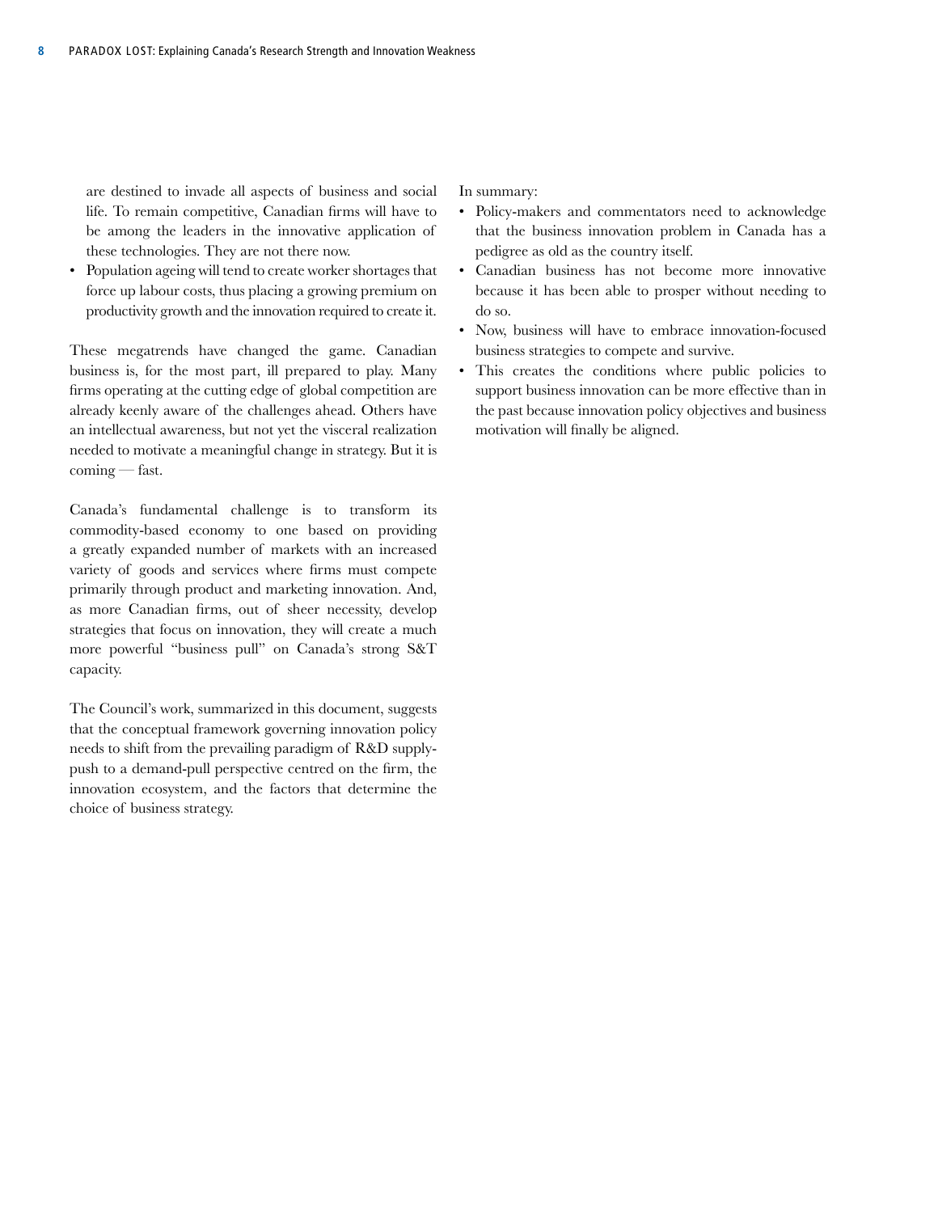are destined to invade all aspects of business and social life. To remain competitive, Canadian firms will have to be among the leaders in the innovative application of these technologies. They are not there now.

- Population ageing will tend to create worker shortages that force up labour costs, thus placing a growing premium on productivity growth and the innovation required to create it.

These megatrends have changed the game. Canadian business is, for the most part, ill prepared to play. Many firms operating at the cutting edge of global competition are already keenly aware of the challenges ahead. Others have an intellectual awareness, but not yet the visceral realization needed to motivate a meaningful change in strategy. But it is coming — fast.

Canada's fundamental challenge is to transform its commodity-based economy to one based on providing a greatly expanded number of markets with an increased variety of goods and services where firms must compete primarily through product and marketing innovation. And, as more Canadian firms, out of sheer necessity, develop strategies that focus on innovation, they will create a much more powerful "business pull" on Canada's strong S&T capacity.

The Council's work, summarized in this document, suggests that the conceptual framework governing innovation policy needs to shift from the prevailing paradigm of R&D supply-push to a demand-pull perspective centred on the firm, the innovation ecosystem, and the factors that determine the choice of business strategy.

In summary:

- Policy-makers and commentators need to acknowledge that the business innovation problem in Canada has a pedigree as old as the country itself.
- Canadian business has not become more innovative because it has been able to prosper without needing to do so.
- Now, business will have to embrace innovation-focused business strategies to compete and survive.
- This creates the conditions where public policies to support business innovation can be more effective than in the past because innovation policy objectives and business motivation will finally be aligned.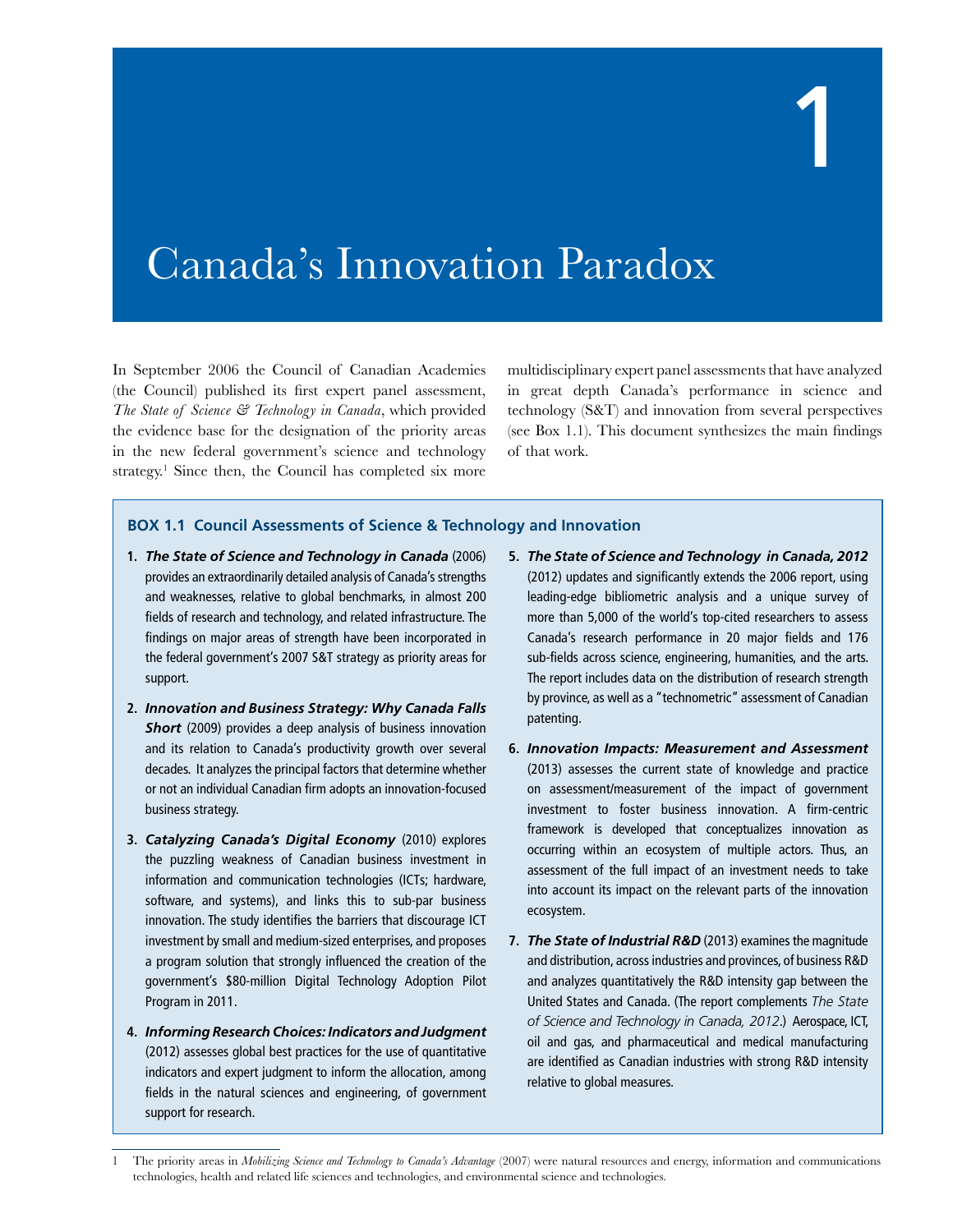# 1 Canada's Innovation Paradox

In September 2006 the Council of Canadian Academies (the Council) published its first expert panel assessment, *The State of Science & Technology in Canada*, which provided the evidence base for the designation of the priority areas in the new federal government's science and technology strategy.[1] Since then, the Council has completed six more multidisciplinary expert panel assessments that have analyzed in great depth Canada's performance in science and technology (S&T) and innovation from several perspectives (see Box 1.1). This document synthesizes the main findings of that work.

### BOX 1.1 Council Assessments of Science & Technology and Innovation

1. ***The State of Science and Technology in Canada*** (2006) provides an extraordinarily detailed analysis of Canada's strengths and weaknesses, relative to global benchmarks, in almost 200 fields of research and technology, and related infrastructure. The findings on major areas of strength have been incorporated in the federal government's 2007 S&T strategy as priority areas for support.

2. ***Innovation and Business Strategy: Why Canada Falls Short*** (2009) provides a deep analysis of business innovation and its relation to Canada's productivity growth over several decades. It analyzes the principal factors that determine whether or not an individual Canadian firm adopts an innovation-focused business strategy.

3. ***Catalyzing Canada's Digital Economy*** (2010) explores the puzzling weakness of Canadian business investment in information and communication technologies (ICTs; hardware, software, and systems), and links this to sub-par business innovation. The study identifies the barriers that discourage ICT investment by small and medium-sized enterprises, and proposes a program solution that strongly influenced the creation of the government's $80-million Digital Technology Adoption Pilot Program in 2011.

4. ***Informing Research Choices: Indicators and Judgment*** (2012) assesses global best practices for the use of quantitative indicators and expert judgment to inform the allocation, among fields in the natural sciences and engineering, of government support for research.

5. ***The State of Science and Technology in Canada, 2012*** (2012) updates and significantly extends the 2006 report, using leading-edge bibliometric analysis and a unique survey of more than 5,000 of the world's top-cited researchers to assess Canada's research performance in 20 major fields and 176 sub-fields across science, engineering, humanities, and the arts. The report includes data on the distribution of research strength by province, as well as a "technometric" assessment of Canadian patenting.

6. ***Innovation Impacts: Measurement and Assessment*** (2013) assesses the current state of knowledge and practice on assessment/measurement of the impact of government investment to foster business innovation. A firm-centric framework is developed that conceptualizes innovation as occurring within an ecosystem of multiple actors. Thus, an assessment of the full impact of an investment needs to take into account its impact on the relevant parts of the innovation ecosystem.

7. ***The State of Industrial R&D*** (2013) examines the magnitude and distribution, across industries and provinces, of business R&D and analyzes quantitatively the R&D intensity gap between the United States and Canada. (The report complements *The State of Science and Technology in Canada, 2012*.) Aerospace, ICT, oil and gas, and pharmaceutical and medical manufacturing are identified as Canadian industries with strong R&D intensity relative to global measures.

---

1 The priority areas in *Mobilizing Science and Technology to Canada's Advantage* (2007) were natural resources and energy, information and communications technologies, health and related life sciences and technologies, and environmental science and technologies.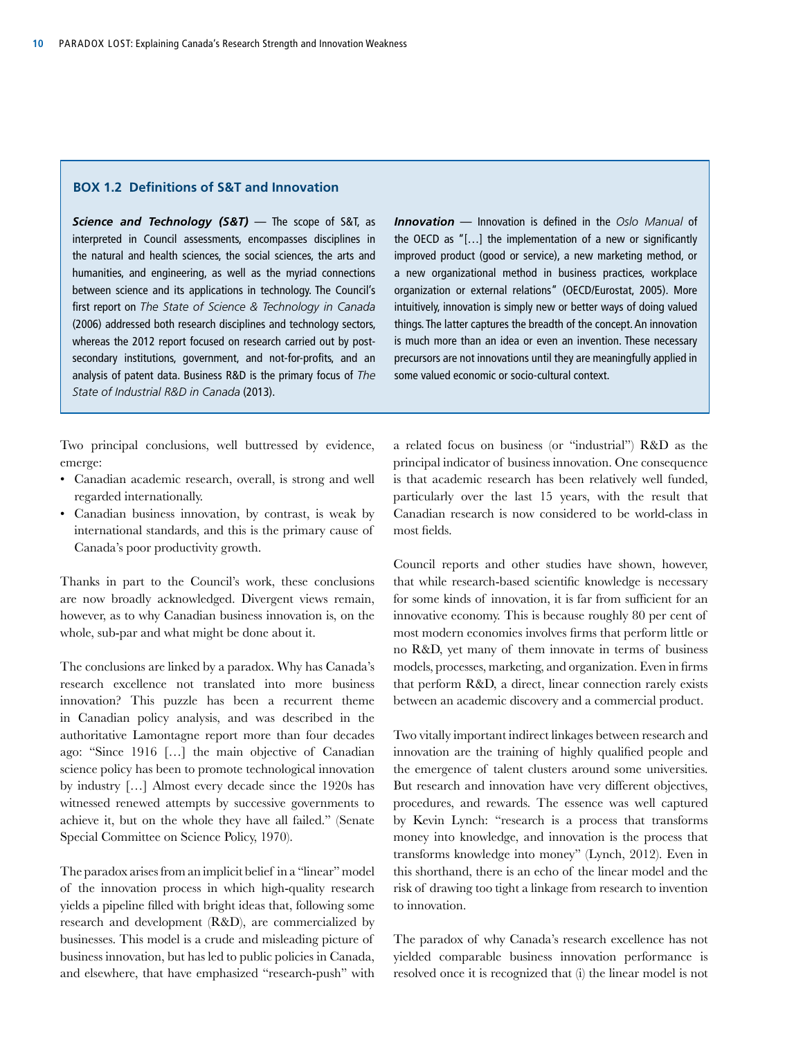### BOX 1.2 Definitions of S&T and Innovation

***Science and Technology (S&T)*** — The scope of S&T, as interpreted in Council assessments, encompasses disciplines in the natural and health sciences, the social sciences, the arts and humanities, and engineering, as well as the myriad connections between science and its applications in technology. The Council's first report on *The State of Science & Technology in Canada* (2006) addressed both research disciplines and technology sectors, whereas the 2012 report focused on research carried out by post-secondary institutions, government, and not-for-profits, and an analysis of patent data. Business R&D is the primary focus of *The State of Industrial R&D in Canada* (2013).

***Innovation*** — Innovation is defined in the *Oslo Manual* of the OECD as "[…] the implementation of a new or significantly improved product (good or service), a new marketing method, or a new organizational method in business practices, workplace organization or external relations" (OECD/Eurostat, 2005). More intuitively, innovation is simply new or better ways of doing valued things. The latter captures the breadth of the concept. An innovation is much more than an idea or even an invention. These necessary precursors are not innovations until they are meaningfully applied in some valued economic or socio-cultural context.

Two principal conclusions, well buttressed by evidence, emerge:

- Canadian academic research, overall, is strong and well regarded internationally.
- Canadian business innovation, by contrast, is weak by international standards, and this is the primary cause of Canada's poor productivity growth.

Thanks in part to the Council's work, these conclusions are now broadly acknowledged. Divergent views remain, however, as to why Canadian business innovation is, on the whole, sub-par and what might be done about it.

The conclusions are linked by a paradox. Why has Canada's research excellence not translated into more business innovation? This puzzle has been a recurrent theme in Canadian policy analysis, and was described in the authoritative Lamontagne report more than four decades ago: "Since 1916 […] the main objective of Canadian science policy has been to promote technological innovation by industry […] Almost every decade since the 1920s has witnessed renewed attempts by successive governments to achieve it, but on the whole they have all failed." (Senate Special Committee on Science Policy, 1970).

The paradox arises from an implicit belief in a "linear" model of the innovation process in which high-quality research yields a pipeline filled with bright ideas that, following some research and development (R&D), are commercialized by businesses. This model is a crude and misleading picture of business innovation, but has led to public policies in Canada, and elsewhere, that have emphasized "research-push" with a related focus on business (or "industrial") R&D as the principal indicator of business innovation. One consequence is that academic research has been relatively well funded, particularly over the last 15 years, with the result that Canadian research is now considered to be world-class in most fields.

Council reports and other studies have shown, however, that while research-based scientific knowledge is necessary for some kinds of innovation, it is far from sufficient for an innovative economy. This is because roughly 80 per cent of most modern economies involves firms that perform little or no R&D, yet many of them innovate in terms of business models, processes, marketing, and organization. Even in firms that perform R&D, a direct, linear connection rarely exists between an academic discovery and a commercial product.

Two vitally important indirect linkages between research and innovation are the training of highly qualified people and the emergence of talent clusters around some universities. But research and innovation have very different objectives, procedures, and rewards. The essence was well captured by Kevin Lynch: "research is a process that transforms money into knowledge, and innovation is the process that transforms knowledge into money" (Lynch, 2012). Even in this shorthand, there is an echo of the linear model and the risk of drawing too tight a linkage from research to invention to innovation.

The paradox of why Canada's research excellence has not yielded comparable business innovation performance is resolved once it is recognized that (i) the linear model is not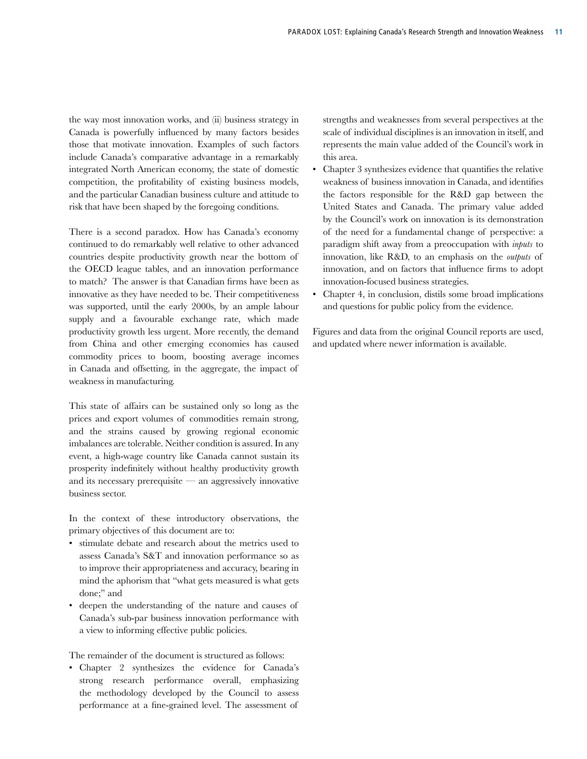the way most innovation works, and (ii) business strategy in Canada is powerfully influenced by many factors besides those that motivate innovation. Examples of such factors include Canada's comparative advantage in a remarkably integrated North American economy, the state of domestic competition, the profitability of existing business models, and the particular Canadian business culture and attitude to risk that have been shaped by the foregoing conditions.

There is a second paradox. How has Canada's economy continued to do remarkably well relative to other advanced countries despite productivity growth near the bottom of the OECD league tables, and an innovation performance to match? The answer is that Canadian firms have been as innovative as they have needed to be. Their competitiveness was supported, until the early 2000s, by an ample labour supply and a favourable exchange rate, which made productivity growth less urgent. More recently, the demand from China and other emerging economies has caused commodity prices to boom, boosting average incomes in Canada and offsetting, in the aggregate, the impact of weakness in manufacturing.

This state of affairs can be sustained only so long as the prices and export volumes of commodities remain strong, and the strains caused by growing regional economic imbalances are tolerable. Neither condition is assured. In any event, a high-wage country like Canada cannot sustain its prosperity indefinitely without healthy productivity growth and its necessary prerequisite — an aggressively innovative business sector.

In the context of these introductory observations, the primary objectives of this document are to:

- stimulate debate and research about the metrics used to assess Canada's S&T and innovation performance so as to improve their appropriateness and accuracy, bearing in mind the aphorism that "what gets measured is what gets done;" and
- deepen the understanding of the nature and causes of Canada's sub-par business innovation performance with a view to informing effective public policies.

The remainder of the document is structured as follows:

- Chapter 2 synthesizes the evidence for Canada's strong research performance overall, emphasizing the methodology developed by the Council to assess performance at a fine-grained level. The assessment of strengths and weaknesses from several perspectives at the scale of individual disciplines is an innovation in itself, and represents the main value added of the Council's work in this area.
- Chapter 3 synthesizes evidence that quantifies the relative weakness of business innovation in Canada, and identifies the factors responsible for the R&D gap between the United States and Canada. The primary value added by the Council's work on innovation is its demonstration of the need for a fundamental change of perspective: a paradigm shift away from a preoccupation with *inputs* to innovation, like R&D, to an emphasis on the *outputs* of innovation, and on factors that influence firms to adopt innovation-focused business strategies.
- Chapter 4, in conclusion, distils some broad implications and questions for public policy from the evidence.

Figures and data from the original Council reports are used, and updated where newer information is available.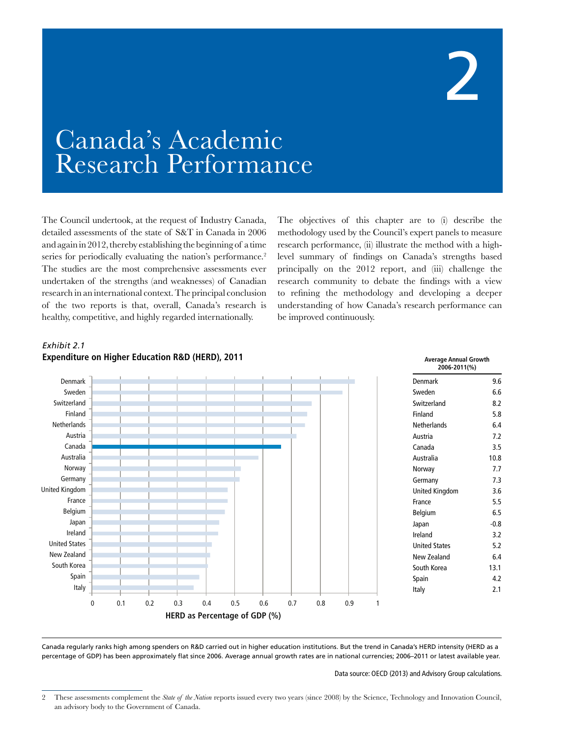# 2

# Canada's Academic Research Performance

The Council undertook, at the request of Industry Canada, detailed assessments of the state of S&T in Canada in 2006 and again in 2012, thereby establishing the beginning of a time series for periodically evaluating the nation's performance.[2] The studies are the most comprehensive assessments ever undertaken of the strengths (and weaknesses) of Canadian research in an international context. The principal conclusion of the two reports is that, overall, Canada's research is healthy, competitive, and highly regarded internationally.

The objectives of this chapter are to (i) describe the methodology used by the Council's expert panels to measure research performance, (ii) illustrate the method with a high-level summary of findings on Canada's strengths based principally on the 2012 report, and (iii) challenge the research community to debate the findings with a view to refining the methodology and developing a deeper understanding of how Canada's research performance can be improved continuously.

*Exhibit 2.1*

**Expenditure on Higher Education R&D (HERD), 2011**

| Country | Average Annual Growth 2006-2011(%) |
|---|---|
| Denmark | 9.6 |
| Sweden | 6.6 |
| Switzerland | 8.2 |
| Finland | 5.8 |
| Netherlands | 6.4 |
| Austria | 7.2 |
| Canada | 3.5 |
| Australia | 10.8 |
| Norway | 7.7 |
| Germany | 7.3 |
| United Kingdom | 3.6 |
| France | 5.5 |
| Belgium | 6.5 |
| Japan | -0.8 |
| Ireland | 3.2 |
| United States | 5.2 |
| New Zealand | 6.4 |
| South Korea | 13.1 |
| Spain | 4.2 |
| Italy | 2.1 |

HERD as Percentage of GDP (%)

Canada regularly ranks high among spenders on R&D carried out in higher education institutions. But the trend in Canada's HERD intensity (HERD as a percentage of GDP) has been approximately flat since 2006. Average annual growth rates are in national currencies; 2006–2011 or latest available year.

Data source: OECD (2013) and Advisory Group calculations.

2 These assessments complement the *State of the Nation* reports issued every two years (since 2008) by the Science, Technology and Innovation Council, an advisory body to the Government of Canada.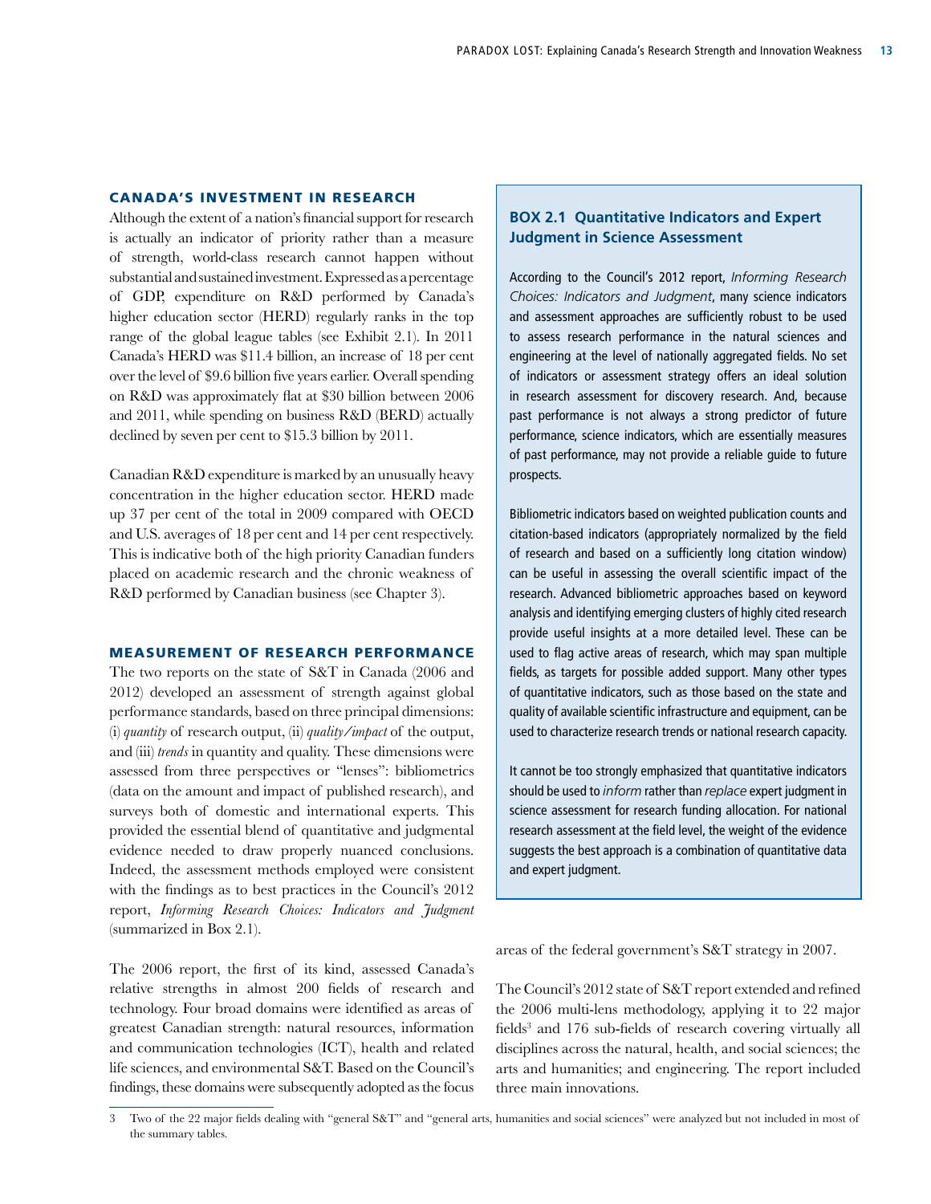## CANADA'S INVESTMENT IN RESEARCH

Although the extent of a nation's financial support for research is actually an indicator of priority rather than a measure of strength, world-class research cannot happen without substantial and sustained investment. Expressed as a percentage of GDP, expenditure on R&D performed by Canada's higher education sector (HERD) regularly ranks in the top range of the global league tables (see Exhibit 2.1). In 2011 Canada's HERD was $11.4 billion, an increase of 18 per cent over the level of $9.6 billion five years earlier. Overall spending on R&D was approximately flat at $30 billion between 2006 and 2011, while spending on business R&D (BERD) actually declined by seven per cent to $15.3 billion by 2011.

Canadian R&D expenditure is marked by an unusually heavy concentration in the higher education sector. HERD made up 37 per cent of the total in 2009 compared with OECD and U.S. averages of 18 per cent and 14 per cent respectively. This is indicative both of the high priority Canadian funders placed on academic research and the chronic weakness of R&D performed by Canadian business (see Chapter 3).

## MEASUREMENT OF RESEARCH PERFORMANCE

The two reports on the state of S&T in Canada (2006 and 2012) developed an assessment of strength against global performance standards, based on three principal dimensions: (i) *quantity* of research output, (ii) *quality/impact* of the output, and (iii) *trends* in quantity and quality. These dimensions were assessed from three perspectives or "lenses": bibliometrics (data on the amount and impact of published research), and surveys both of domestic and international experts. This provided the essential blend of quantitative and judgmental evidence needed to draw properly nuanced conclusions. Indeed, the assessment methods employed were consistent with the findings as to best practices in the Council's 2012 report, *Informing Research Choices: Indicators and Judgment* (summarized in Box 2.1).

> ### BOX 2.1 Quantitative Indicators and Expert Judgment in Science Assessment
>
> According to the Council's 2012 report, *Informing Research Choices: Indicators and Judgment*, many science indicators and assessment approaches are sufficiently robust to be used to assess research performance in the natural sciences and engineering at the level of nationally aggregated fields. No set of indicators or assessment strategy offers an ideal solution in research assessment for discovery research. And, because past performance is not always a strong predictor of future performance, science indicators, which are essentially measures of past performance, may not provide a reliable guide to future prospects.
>
> Bibliometric indicators based on weighted publication counts and citation-based indicators (appropriately normalized by the field of research and based on a sufficiently long citation window) can be useful in assessing the overall scientific impact of the research. Advanced bibliometric approaches based on keyword analysis and identifying emerging clusters of highly cited research provide useful insights at a more detailed level. These can be used to flag active areas of research, which may span multiple fields, as targets for possible added support. Many other types of quantitative indicators, such as those based on the state and quality of available scientific infrastructure and equipment, can be used to characterize research trends or national research capacity.
>
> It cannot be too strongly emphasized that quantitative indicators should be used to *inform* rather than *replace* expert judgment in science assessment for research funding allocation. For national research assessment at the field level, the weight of the evidence suggests the best approach is a combination of quantitative data and expert judgment.

The 2006 report, the first of its kind, assessed Canada's relative strengths in almost 200 fields of research and technology. Four broad domains were identified as areas of greatest Canadian strength: natural resources, information and communication technologies (ICT), health and related life sciences, and environmental S&T. Based on the Council's findings, these domains were subsequently adopted as the focus areas of the federal government's S&T strategy in 2007.

The Council's 2012 state of S&T report extended and refined the 2006 multi-lens methodology, applying it to 22 major fields[3] and 176 sub-fields of research covering virtually all disciplines across the natural, health, and social sciences; the arts and humanities; and engineering. The report included three main innovations.

---

3 Two of the 22 major fields dealing with "general S&T" and "general arts, humanities and social sciences" were analyzed but not included in most of the summary tables.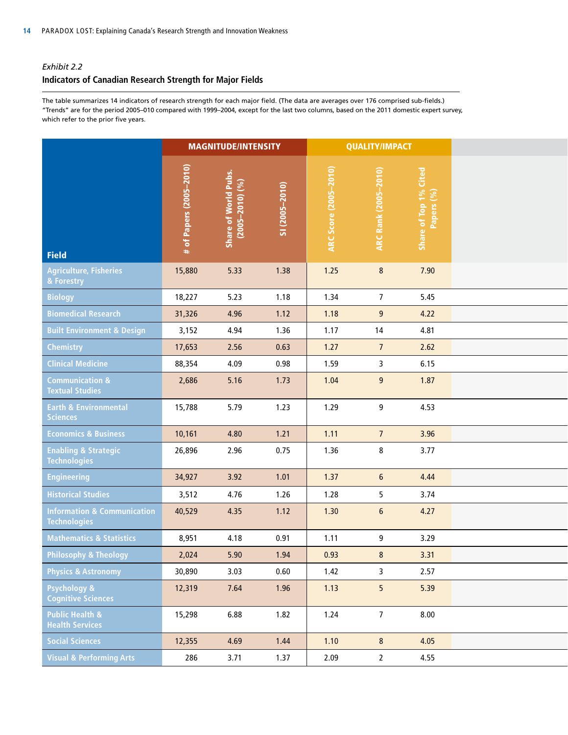*Exhibit 2.2*

## Indicators of Canadian Research Strength for Major Fields

The table summarizes 14 indicators of research strength for each major field. (The data are averages over 176 comprised sub-fields.) "Trends" are for the period 2005–010 compared with 1999–2004, except for the last two columns, based on the 2011 domestic expert survey, which refer to the prior five years.

| Field | MAGNITUDE/INTENSITY | | | QUALITY/IMPACT | | |
|---|---|---|---|---|---|---|
| | # of Papers (2005–2010) | Share of World Pubs. (2005–2010) (%) | SI (2005–2010) | ARC Score (2005–2010) | ARC Rank (2005–2010) | Share of Top 1% Cited Papers (%) |
| Agriculture, Fisheries & Forestry | 15,880 | 5.33 | 1.38 | 1.25 | 8 | 7.90 |
| Biology | 18,227 | 5.23 | 1.18 | 1.34 | 7 | 5.45 |
| Biomedical Research | 31,326 | 4.96 | 1.12 | 1.18 | 9 | 4.22 |
| Built Environment & Design | 3,152 | 4.94 | 1.36 | 1.17 | 14 | 4.81 |
| Chemistry | 17,653 | 2.56 | 0.63 | 1.27 | 7 | 2.62 |
| Clinical Medicine | 88,354 | 4.09 | 0.98 | 1.59 | 3 | 6.15 |
| Communication & Textual Studies | 2,686 | 5.16 | 1.73 | 1.04 | 9 | 1.87 |
| Earth & Environmental Sciences | 15,788 | 5.79 | 1.23 | 1.29 | 9 | 4.53 |
| Economics & Business | 10,161 | 4.80 | 1.21 | 1.11 | 7 | 3.96 |
| Enabling & Strategic Technologies | 26,896 | 2.96 | 0.75 | 1.36 | 8 | 3.77 |
| Engineering | 34,927 | 3.92 | 1.01 | 1.37 | 6 | 4.44 |
| Historical Studies | 3,512 | 4.76 | 1.26 | 1.28 | 5 | 3.74 |
| Information & Communication Technologies | 40,529 | 4.35 | 1.12 | 1.30 | 6 | 4.27 |
| Mathematics & Statistics | 8,951 | 4.18 | 0.91 | 1.11 | 9 | 3.29 |
| Philosophy & Theology | 2,024 | 5.90 | 1.94 | 0.93 | 8 | 3.31 |
| Physics & Astronomy | 30,890 | 3.03 | 0.60 | 1.42 | 3 | 2.57 |
| Psychology & Cognitive Sciences | 12,319 | 7.64 | 1.96 | 1.13 | 5 | 5.39 |
| Public Health & Health Services | 15,298 | 6.88 | 1.82 | 1.24 | 7 | 8.00 |
| Social Sciences | 12,355 | 4.69 | 1.44 | 1.10 | 8 | 4.05 |
| Visual & Performing Arts | 286 | 3.71 | 1.37 | 2.09 | 2 | 4.55 |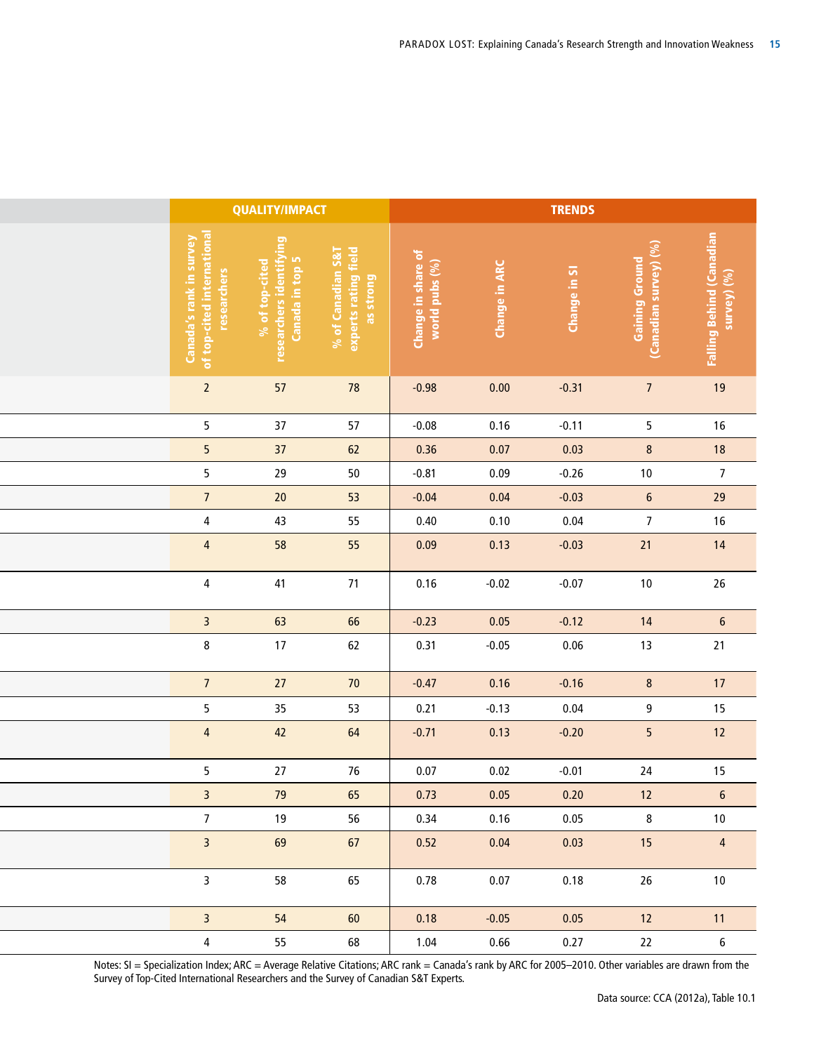| | QUALITY/IMPACT | | | TRENDS | | | | |
|---|---|---|---|---|---|---|---|---|
| | Canada's rank in survey of top-cited international researchers | % of top-cited researchers identifying Canada in top 5 | % of Canadian S&T experts rating field as strong | Change in share of world pubs (%) | Change in ARC | Change in SI | Gaining Ground (Canadian survey) (%) | Falling Behind (Canadian survey) (%) |
| | 2 | 57 | 78 | -0.98 | 0.00 | -0.31 | 7 | 19 |
| | 5 | 37 | 57 | -0.08 | 0.16 | -0.11 | 5 | 16 |
| | 5 | 37 | 62 | 0.36 | 0.07 | 0.03 | 8 | 18 |
| | 5 | 29 | 50 | -0.81 | 0.09 | -0.26 | 10 | 7 |
| | 7 | 20 | 53 | -0.04 | 0.04 | -0.03 | 6 | 29 |
| | 4 | 43 | 55 | 0.40 | 0.10 | 0.04 | 7 | 16 |
| | 4 | 58 | 55 | 0.09 | 0.13 | -0.03 | 21 | 14 |
| | 4 | 41 | 71 | 0.16 | -0.02 | -0.07 | 10 | 26 |
| | 3 | 63 | 66 | -0.23 | 0.05 | -0.12 | 14 | 6 |
| | 8 | 17 | 62 | 0.31 | -0.05 | 0.06 | 13 | 21 |
| | 7 | 27 | 70 | -0.47 | 0.16 | -0.16 | 8 | 17 |
| | 5 | 35 | 53 | 0.21 | -0.13 | 0.04 | 9 | 15 |
| | 4 | 42 | 64 | -0.71 | 0.13 | -0.20 | 5 | 12 |
| | 5 | 27 | 76 | 0.07 | 0.02 | -0.01 | 24 | 15 |
| | 3 | 79 | 65 | 0.73 | 0.05 | 0.20 | 12 | 6 |
| | 7 | 19 | 56 | 0.34 | 0.16 | 0.05 | 8 | 10 |
| | 3 | 69 | 67 | 0.52 | 0.04 | 0.03 | 15 | 4 |
| | 3 | 58 | 65 | 0.78 | 0.07 | 0.18 | 26 | 10 |
| | 3 | 54 | 60 | 0.18 | -0.05 | 0.05 | 12 | 11 |
| | 4 | 55 | 68 | 1.04 | 0.66 | 0.27 | 22 | 6 |

Notes: SI = Specialization Index; ARC = Average Relative Citations; ARC rank = Canada's rank by ARC for 2005–2010. Other variables are drawn from the Survey of Top-Cited International Researchers and the Survey of Canadian S&T Experts.

Data source: CCA (2012a), Table 10.1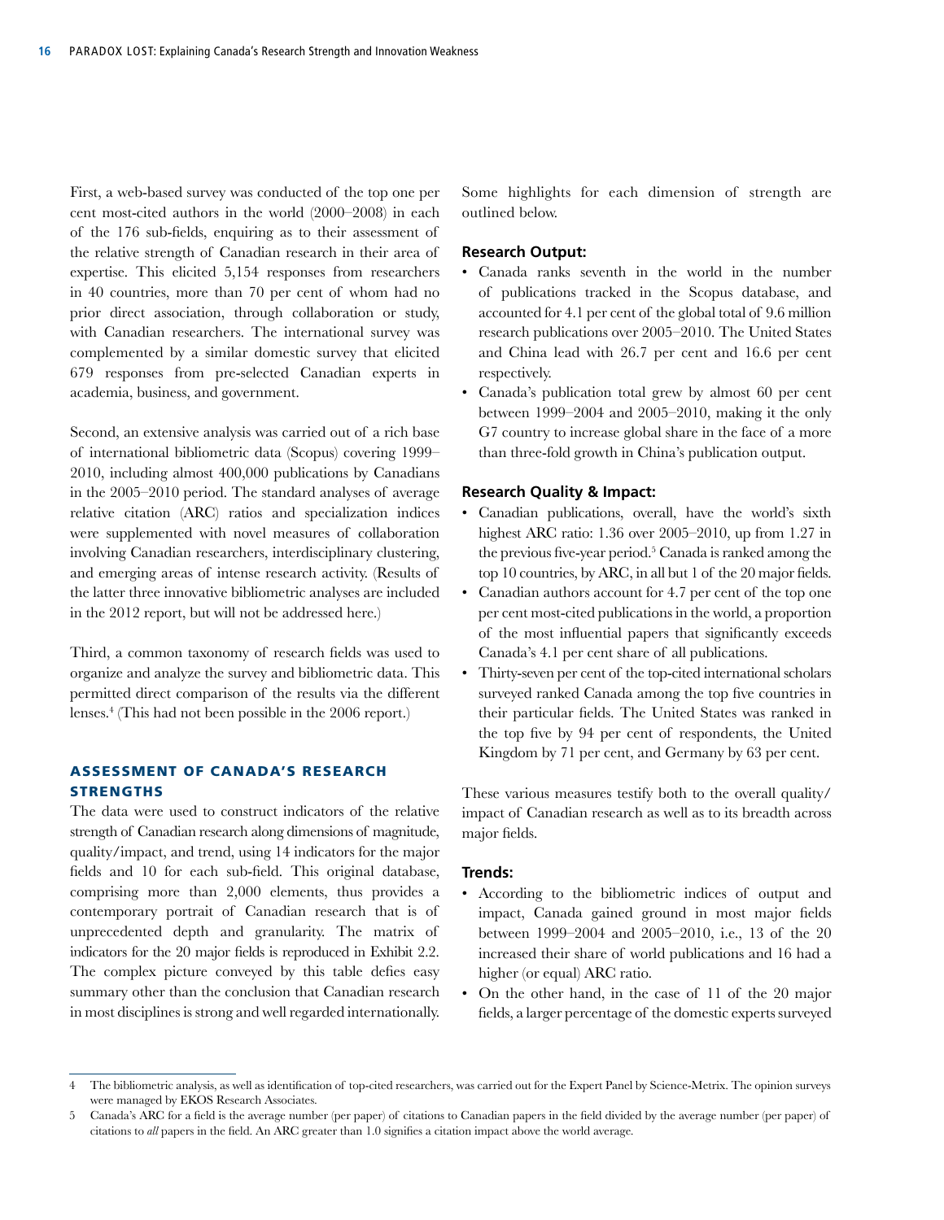First, a web-based survey was conducted of the top one per cent most-cited authors in the world (2000–2008) in each of the 176 sub-fields, enquiring as to their assessment of the relative strength of Canadian research in their area of expertise. This elicited 5,154 responses from researchers in 40 countries, more than 70 per cent of whom had no prior direct association, through collaboration or study, with Canadian researchers. The international survey was complemented by a similar domestic survey that elicited 679 responses from pre-selected Canadian experts in academia, business, and government.

Second, an extensive analysis was carried out of a rich base of international bibliometric data (Scopus) covering 1999–2010, including almost 400,000 publications by Canadians in the 2005–2010 period. The standard analyses of average relative citation (ARC) ratios and specialization indices were supplemented with novel measures of collaboration involving Canadian researchers, interdisciplinary clustering, and emerging areas of intense research activity. (Results of the latter three innovative bibliometric analyses are included in the 2012 report, but will not be addressed here.)

Third, a common taxonomy of research fields was used to organize and analyze the survey and bibliometric data. This permitted direct comparison of the results via the different lenses.[4] (This had not been possible in the 2006 report.)

## ASSESSMENT OF CANADA'S RESEARCH STRENGTHS

The data were used to construct indicators of the relative strength of Canadian research along dimensions of magnitude, quality/impact, and trend, using 14 indicators for the major fields and 10 for each sub-field. This original database, comprising more than 2,000 elements, thus provides a contemporary portrait of Canadian research that is of unprecedented depth and granularity. The matrix of indicators for the 20 major fields is reproduced in Exhibit 2.2. The complex picture conveyed by this table defies easy summary other than the conclusion that Canadian research in most disciplines is strong and well regarded internationally.

Some highlights for each dimension of strength are outlined below.

### Research Output:

- Canada ranks seventh in the world in the number of publications tracked in the Scopus database, and accounted for 4.1 per cent of the global total of 9.6 million research publications over 2005–2010. The United States and China lead with 26.7 per cent and 16.6 per cent respectively.
- Canada's publication total grew by almost 60 per cent between 1999–2004 and 2005–2010, making it the only G7 country to increase global share in the face of a more than three-fold growth in China's publication output.

### Research Quality & Impact:

- Canadian publications, overall, have the world's sixth highest ARC ratio: 1.36 over 2005–2010, up from 1.27 in the previous five-year period.[5] Canada is ranked among the top 10 countries, by ARC, in all but 1 of the 20 major fields.
- Canadian authors account for 4.7 per cent of the top one per cent most-cited publications in the world, a proportion of the most influential papers that significantly exceeds Canada's 4.1 per cent share of all publications.
- Thirty-seven per cent of the top-cited international scholars surveyed ranked Canada among the top five countries in their particular fields. The United States was ranked in the top five by 94 per cent of respondents, the United Kingdom by 71 per cent, and Germany by 63 per cent.

These various measures testify both to the overall quality/impact of Canadian research as well as to its breadth across major fields.

### Trends:

- According to the bibliometric indices of output and impact, Canada gained ground in most major fields between 1999–2004 and 2005–2010, i.e., 13 of the 20 increased their share of world publications and 16 had a higher (or equal) ARC ratio.
- On the other hand, in the case of 11 of the 20 major fields, a larger percentage of the domestic experts surveyed

---

[4] The bibliometric analysis, as well as identification of top-cited researchers, was carried out for the Expert Panel by Science-Metrix. The opinion surveys were managed by EKOS Research Associates.

[5] Canada's ARC for a field is the average number (per paper) of citations to Canadian papers in the field divided by the average number (per paper) of citations to *all* papers in the field. An ARC greater than 1.0 signifies a citation impact above the world average.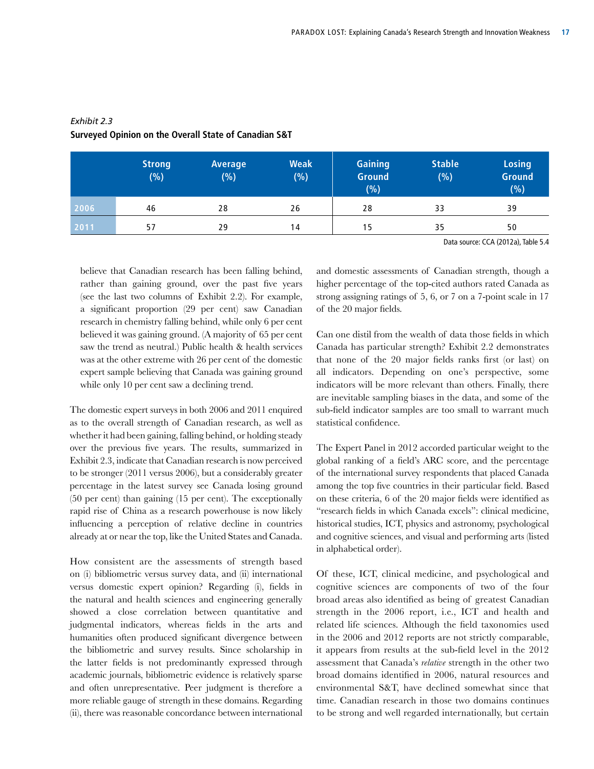*Exhibit 2.3*

**Surveyed Opinion on the Overall State of Canadian S&T**

| | Strong (%) | Average (%) | Weak (%) | Gaining Ground (%) | Stable (%) | Losing Ground (%) |
|---|---|---|---|---|---|---|
| 2006 | 46 | 28 | 26 | 28 | 33 | 39 |
| 2011 | 57 | 29 | 14 | 15 | 35 | 50 |

Data source: CCA (2012a), Table 5.4

believe that Canadian research has been falling behind, rather than gaining ground, over the past five years (see the last two columns of Exhibit 2.2). For example, a significant proportion (29 per cent) saw Canadian research in chemistry falling behind, while only 6 per cent believed it was gaining ground. (A majority of 65 per cent saw the trend as neutral.) Public health & health services was at the other extreme with 26 per cent of the domestic expert sample believing that Canada was gaining ground while only 10 per cent saw a declining trend.

The domestic expert surveys in both 2006 and 2011 enquired as to the overall strength of Canadian research, as well as whether it had been gaining, falling behind, or holding steady over the previous five years. The results, summarized in Exhibit 2.3, indicate that Canadian research is now perceived to be stronger (2011 versus 2006), but a considerably greater percentage in the latest survey see Canada losing ground (50 per cent) than gaining (15 per cent). The exceptionally rapid rise of China as a research powerhouse is now likely influencing a perception of relative decline in countries already at or near the top, like the United States and Canada.

How consistent are the assessments of strength based on (i) bibliometric versus survey data, and (ii) international versus domestic expert opinion? Regarding (i), fields in the natural and health sciences and engineering generally showed a close correlation between quantitative and judgmental indicators, whereas fields in the arts and humanities often produced significant divergence between the bibliometric and survey results. Since scholarship in the latter fields is not predominantly expressed through academic journals, bibliometric evidence is relatively sparse and often unrepresentative. Peer judgment is therefore a more reliable gauge of strength in these domains. Regarding (ii), there was reasonable concordance between international and domestic assessments of Canadian strength, though a higher percentage of the top-cited authors rated Canada as strong assigning ratings of 5, 6, or 7 on a 7-point scale in 17 of the 20 major fields.

Can one distil from the wealth of data those fields in which Canada has particular strength? Exhibit 2.2 demonstrates that none of the 20 major fields ranks first (or last) on all indicators. Depending on one's perspective, some indicators will be more relevant than others. Finally, there are inevitable sampling biases in the data, and some of the sub-field indicator samples are too small to warrant much statistical confidence.

The Expert Panel in 2012 accorded particular weight to the global ranking of a field's ARC score, and the percentage of the international survey respondents that placed Canada among the top five countries in their particular field. Based on these criteria, 6 of the 20 major fields were identified as "research fields in which Canada excels": clinical medicine, historical studies, ICT, physics and astronomy, psychological and cognitive sciences, and visual and performing arts (listed in alphabetical order).

Of these, ICT, clinical medicine, and psychological and cognitive sciences are components of two of the four broad areas also identified as being of greatest Canadian strength in the 2006 report, i.e., ICT and health and related life sciences. Although the field taxonomies used in the 2006 and 2012 reports are not strictly comparable, it appears from results at the sub-field level in the 2012 assessment that Canada's *relative* strength in the other two broad domains identified in 2006, natural resources and environmental S&T, have declined somewhat since that time. Canadian research in those two domains continues to be strong and well regarded internationally, but certain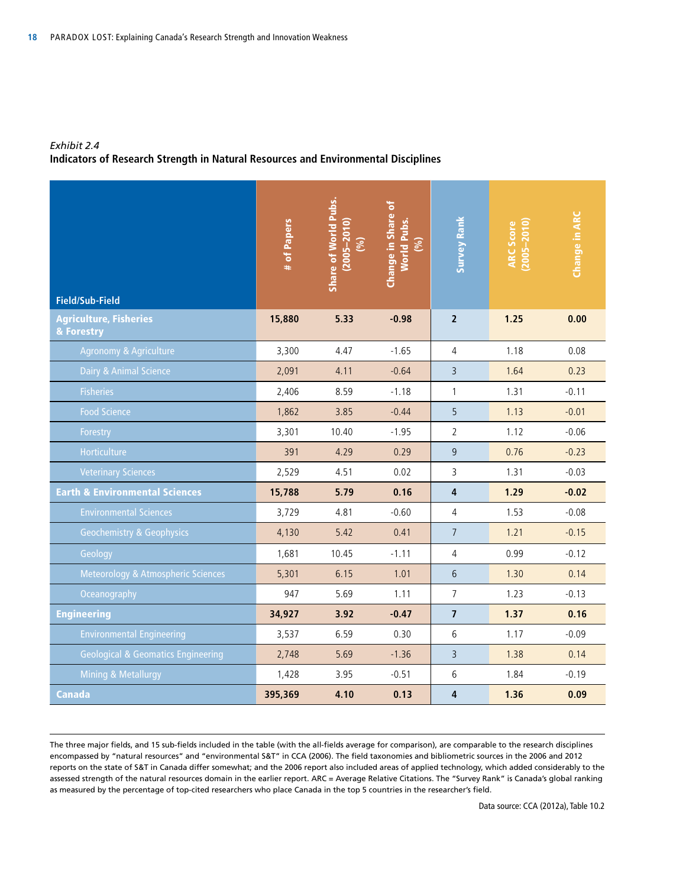*Exhibit 2.4*

**Indicators of Research Strength in Natural Resources and Environmental Disciplines**

| Field/Sub-Field | # of Papers | Share of World Pubs. (2005–2010) (%) | Change in Share of World Pubs. (%) | Survey Rank | ARC Score (2005–2010) | Change in ARC |
|---|---|---|---|---|---|---|
| **Agriculture, Fisheries & Forestry** | **15,880** | **5.33** | **-0.98** | **2** | **1.25** | **0.00** |
| Agronomy & Agriculture | 3,300 | 4.47 | -1.65 | 4 | 1.18 | 0.08 |
| Dairy & Animal Science | 2,091 | 4.11 | -0.64 | 3 | 1.64 | 0.23 |
| Fisheries | 2,406 | 8.59 | -1.18 | 1 | 1.31 | -0.11 |
| Food Science | 1,862 | 3.85 | -0.44 | 5 | 1.13 | -0.01 |
| Forestry | 3,301 | 10.40 | -1.95 | 2 | 1.12 | -0.06 |
| Horticulture | 391 | 4.29 | 0.29 | 9 | 0.76 | -0.23 |
| Veterinary Sciences | 2,529 | 4.51 | 0.02 | 3 | 1.31 | -0.03 |
| **Earth & Environmental Sciences** | **15,788** | **5.79** | **0.16** | **4** | **1.29** | **-0.02** |
| Environmental Sciences | 3,729 | 4.81 | -0.60 | 4 | 1.53 | -0.08 |
| Geochemistry & Geophysics | 4,130 | 5.42 | 0.41 | 7 | 1.21 | -0.15 |
| Geology | 1,681 | 10.45 | -1.11 | 4 | 0.99 | -0.12 |
| Meteorology & Atmospheric Sciences | 5,301 | 6.15 | 1.01 | 6 | 1.30 | 0.14 |
| Oceanography | 947 | 5.69 | 1.11 | 7 | 1.23 | -0.13 |
| **Engineering** | **34,927** | **3.92** | **-0.47** | **7** | **1.37** | **0.16** |
| Environmental Engineering | 3,537 | 6.59 | 0.30 | 6 | 1.17 | -0.09 |
| Geological & Geomatics Engineering | 2,748 | 5.69 | -1.36 | 3 | 1.38 | 0.14 |
| Mining & Metallurgy | 1,428 | 3.95 | -0.51 | 6 | 1.84 | -0.19 |
| **Canada** | **395,369** | **4.10** | **0.13** | **4** | **1.36** | **0.09** |

The three major fields, and 15 sub-fields included in the table (with the all-fields average for comparison), are comparable to the research disciplines encompassed by "natural resources" and "environmental S&T" in CCA (2006). The field taxonomies and bibliometric sources in the 2006 and 2012 reports on the state of S&T in Canada differ somewhat; and the 2006 report also included areas of applied technology, which added considerably to the assessed strength of the natural resources domain in the earlier report. ARC = Average Relative Citations. The "Survey Rank" is Canada's global ranking as measured by the percentage of top-cited researchers who place Canada in the top 5 countries in the researcher's field.

Data source: CCA (2012a), Table 10.2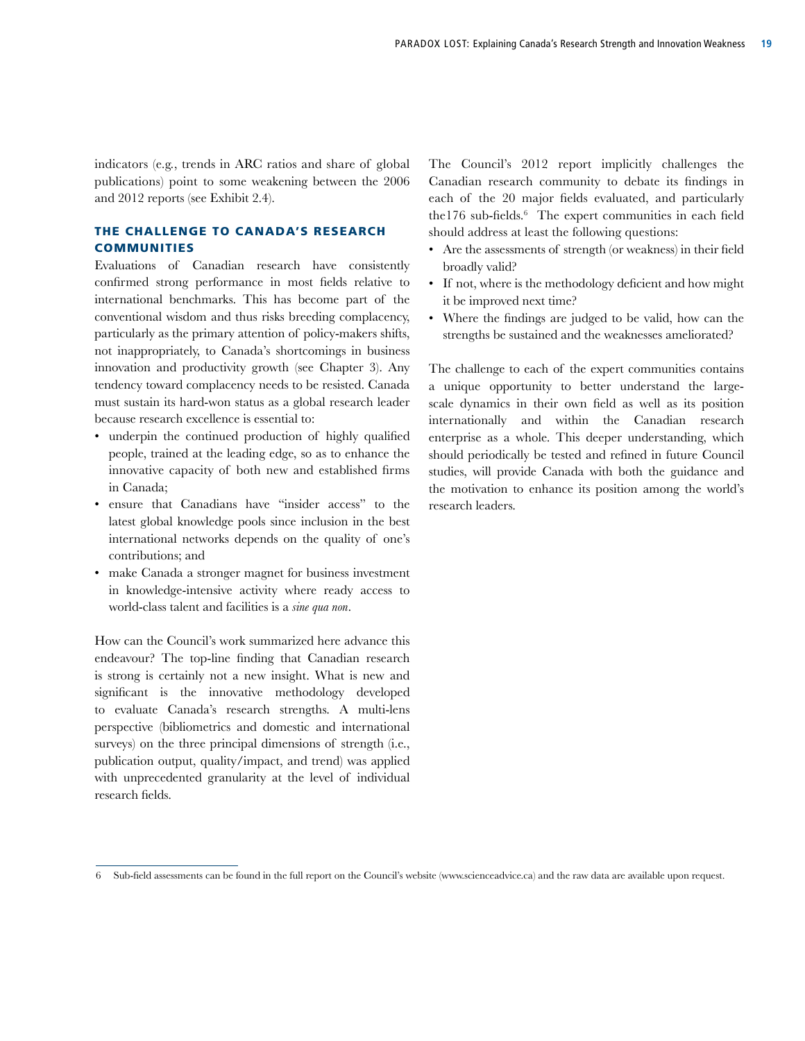indicators (e.g., trends in ARC ratios and share of global publications) point to some weakening between the 2006 and 2012 reports (see Exhibit 2.4).

## THE CHALLENGE TO CANADA'S RESEARCH COMMUNITIES

Evaluations of Canadian research have consistently confirmed strong performance in most fields relative to international benchmarks. This has become part of the conventional wisdom and thus risks breeding complacency, particularly as the primary attention of policy-makers shifts, not inappropriately, to Canada's shortcomings in business innovation and productivity growth (see Chapter 3). Any tendency toward complacency needs to be resisted. Canada must sustain its hard-won status as a global research leader because research excellence is essential to:

- underpin the continued production of highly qualified people, trained at the leading edge, so as to enhance the innovative capacity of both new and established firms in Canada;
- ensure that Canadians have "insider access" to the latest global knowledge pools since inclusion in the best international networks depends on the quality of one's contributions; and
- make Canada a stronger magnet for business investment in knowledge-intensive activity where ready access to world-class talent and facilities is a *sine qua non*.

How can the Council's work summarized here advance this endeavour? The top-line finding that Canadian research is strong is certainly not a new insight. What is new and significant is the innovative methodology developed to evaluate Canada's research strengths. A multi-lens perspective (bibliometrics and domestic and international surveys) on the three principal dimensions of strength (i.e., publication output, quality/impact, and trend) was applied with unprecedented granularity at the level of individual research fields.

The Council's 2012 report implicitly challenges the Canadian research community to debate its findings in each of the 20 major fields evaluated, and particularly the176 sub-fields.[6] The expert communities in each field should address at least the following questions:

- Are the assessments of strength (or weakness) in their field broadly valid?
- If not, where is the methodology deficient and how might it be improved next time?
- Where the findings are judged to be valid, how can the strengths be sustained and the weaknesses ameliorated?

The challenge to each of the expert communities contains a unique opportunity to better understand the large-scale dynamics in their own field as well as its position internationally and within the Canadian research enterprise as a whole. This deeper understanding, which should periodically be tested and refined in future Council studies, will provide Canada with both the guidance and the motivation to enhance its position among the world's research leaders.

---

6 Sub-field assessments can be found in the full report on the Council's website (www.scienceadvice.ca) and the raw data are available upon request.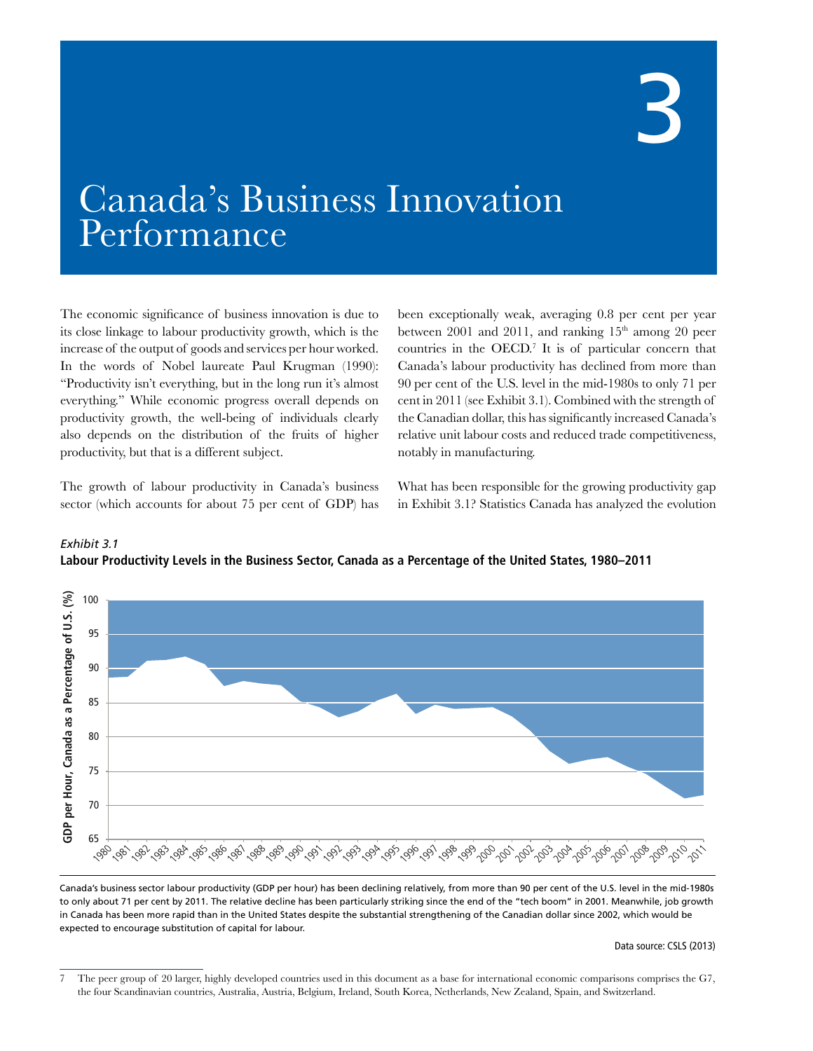# 3

# Canada's Business Innovation Performance

The economic significance of business innovation is due to its close linkage to labour productivity growth, which is the increase of the output of goods and services per hour worked. In the words of Nobel laureate Paul Krugman (1990): "Productivity isn't everything, but in the long run it's almost everything." While economic progress overall depends on productivity growth, the well-being of individuals clearly also depends on the distribution of the fruits of higher productivity, but that is a different subject.

The growth of labour productivity in Canada's business sector (which accounts for about 75 per cent of GDP) has been exceptionally weak, averaging 0.8 per cent per year between 2001 and 2011, and ranking 15th among 20 peer countries in the OECD.[7] It is of particular concern that Canada's labour productivity has declined from more than 90 per cent of the U.S. level in the mid-1980s to only 71 per cent in 2011 (see Exhibit 3.1). Combined with the strength of the Canadian dollar, this has significantly increased Canada's relative unit labour costs and reduced trade competitiveness, notably in manufacturing.

What has been responsible for the growing productivity gap in Exhibit 3.1? Statistics Canada has analyzed the evolution

*Exhibit 3.1*

**Labour Productivity Levels in the Business Sector, Canada as a Percentage of the United States, 1980–2011**

Canada's business sector labour productivity (GDP per hour) has been declining relatively, from more than 90 per cent of the U.S. level in the mid-1980s to only about 71 per cent by 2011. The relative decline has been particularly striking since the end of the "tech boom" in 2001. Meanwhile, job growth in Canada has been more rapid than in the United States despite the substantial strengthening of the Canadian dollar since 2002, which would be expected to encourage substitution of capital for labour.

Data source: CSLS (2013)

7 The peer group of 20 larger, highly developed countries used in this document as a base for international economic comparisons comprises the G7, the four Scandinavian countries, Australia, Austria, Belgium, Ireland, South Korea, Netherlands, New Zealand, Spain, and Switzerland.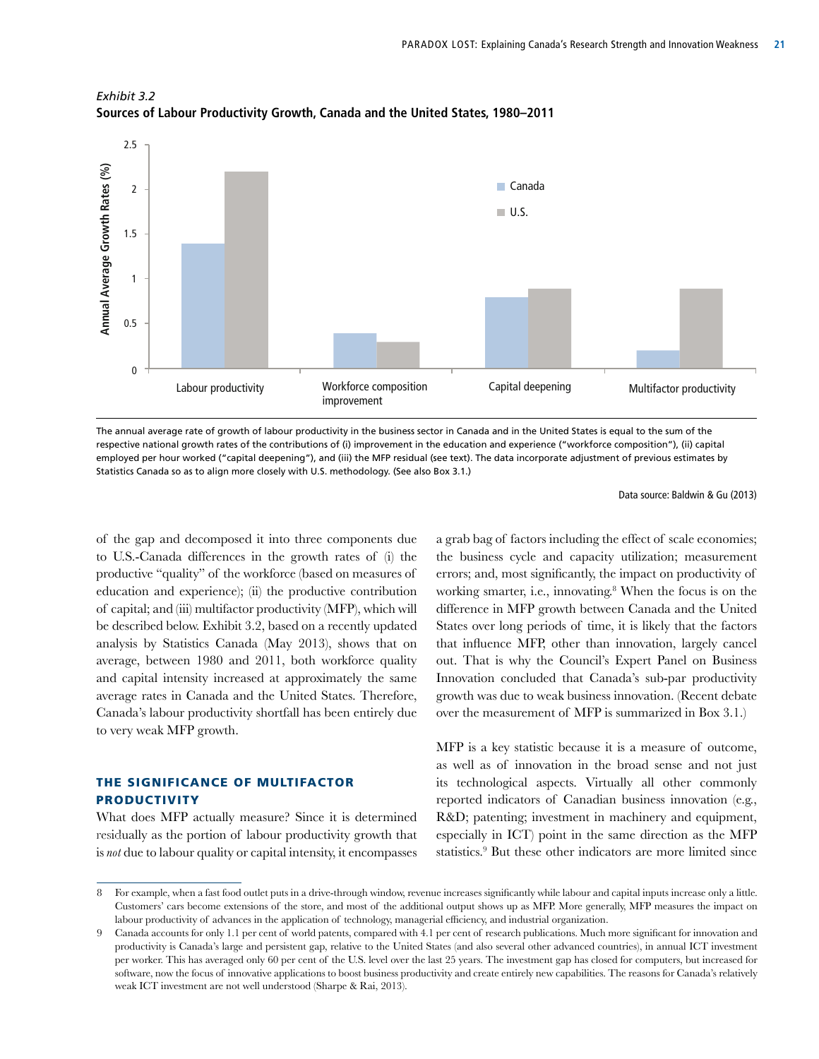*Exhibit 3.2*

**Sources of Labour Productivity Growth, Canada and the United States, 1980–2011**

| | Canada | U.S. |
|---|---|---|
| Labour productivity | 1.4 | 2.2 |
| Workforce composition improvement | 0.4 | 0.3 |
| Capital deepening | 0.8 | 0.9 |
| Multifactor productivity | 0.2 | 0.9 |

*Annual Average Growth Rates (%)*

The annual average rate of growth of labour productivity in the business sector in Canada and in the United States is equal to the sum of the respective national growth rates of the contributions of (i) improvement in the education and experience ("workforce composition"), (ii) capital employed per hour worked ("capital deepening"), and (iii) the MFP residual (see text). The data incorporate adjustment of previous estimates by Statistics Canada so as to align more closely with U.S. methodology. (See also Box 3.1.)

Data source: Baldwin & Gu (2013)

of the gap and decomposed it into three components due to U.S.-Canada differences in the growth rates of (i) the productive "quality" of the workforce (based on measures of education and experience); (ii) the productive contribution of capital; and (iii) multifactor productivity (MFP), which will be described below. Exhibit 3.2, based on a recently updated analysis by Statistics Canada (May 2013), shows that on average, between 1980 and 2011, both workforce quality and capital intensity increased at approximately the same average rates in Canada and the United States. Therefore, Canada's labour productivity shortfall has been entirely due to very weak MFP growth.

## THE SIGNIFICANCE OF MULTIFACTOR PRODUCTIVITY

What does MFP actually measure? Since it is determined residually as the portion of labour productivity growth that is *not* due to labour quality or capital intensity, it encompasses a grab bag of factors including the effect of scale economies; the business cycle and capacity utilization; measurement errors; and, most significantly, the impact on productivity of working smarter, i.e., innovating.[8] When the focus is on the difference in MFP growth between Canada and the United States over long periods of time, it is likely that the factors that influence MFP, other than innovation, largely cancel out. That is why the Council's Expert Panel on Business Innovation concluded that Canada's sub-par productivity growth was due to weak business innovation. (Recent debate over the measurement of MFP is summarized in Box 3.1.)

MFP is a key statistic because it is a measure of outcome, as well as of innovation in the broad sense and not just its technological aspects. Virtually all other commonly reported indicators of Canadian business innovation (e.g., R&D; patenting; investment in machinery and equipment, especially in ICT) point in the same direction as the MFP statistics.[9] But these other indicators are more limited since

---

8 For example, when a fast food outlet puts in a drive-through window, revenue increases significantly while labour and capital inputs increase only a little. Customers' cars become extensions of the store, and most of the additional output shows up as MFP. More generally, MFP measures the impact on labour productivity of advances in the application of technology, managerial efficiency, and industrial organization.

9 Canada accounts for only 1.1 per cent of world patents, compared with 4.1 per cent of research publications. Much more significant for innovation and productivity is Canada's large and persistent gap, relative to the United States (and also several other advanced countries), in annual ICT investment per worker. This has averaged only 60 per cent of the U.S. level over the last 25 years. The investment gap has closed for computers, but increased for software, now the focus of innovative applications to boost business productivity and create entirely new capabilities. The reasons for Canada's relatively weak ICT investment are not well understood (Sharpe & Rai, 2013).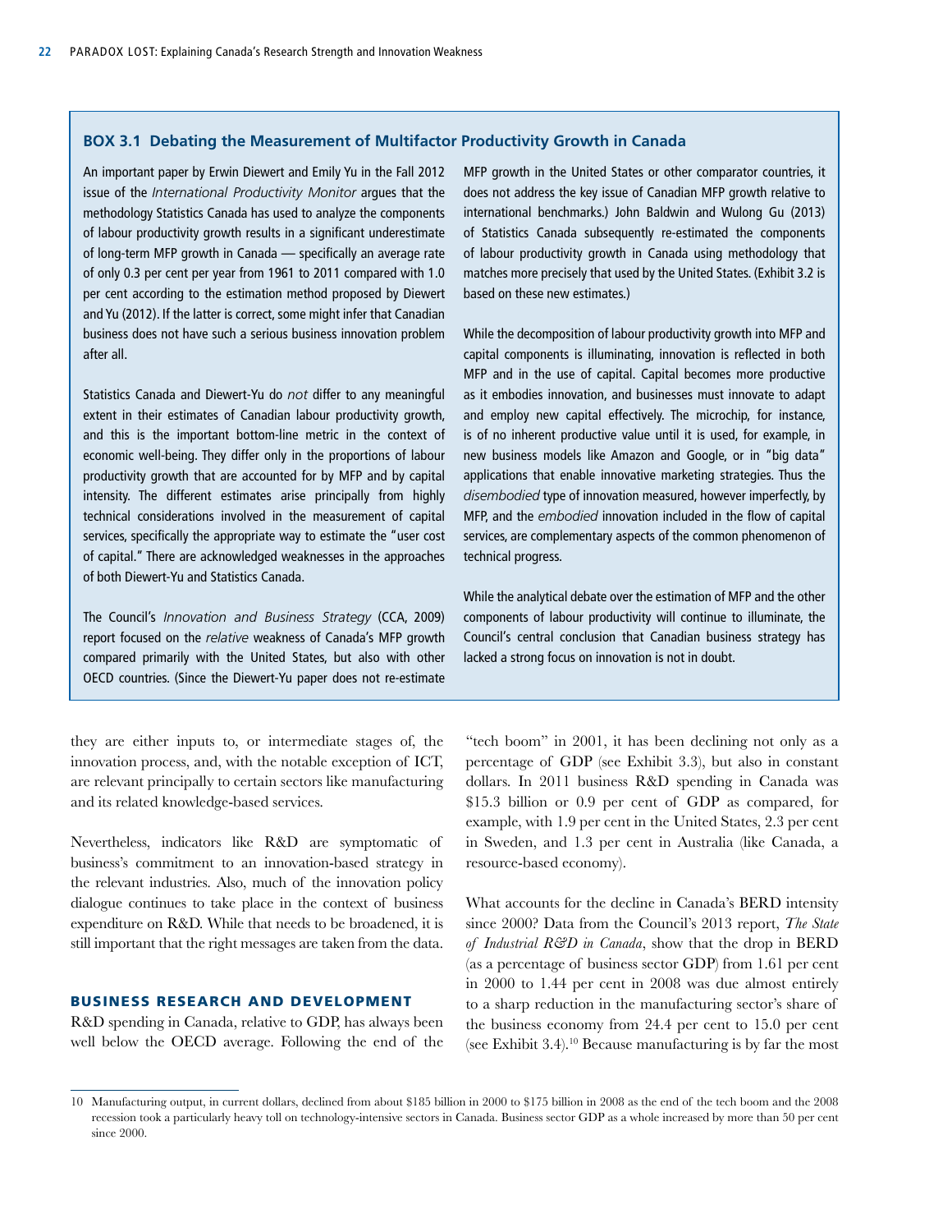### BOX 3.1 Debating the Measurement of Multifactor Productivity Growth in Canada

An important paper by Erwin Diewert and Emily Yu in the Fall 2012 issue of the *International Productivity Monitor* argues that the methodology Statistics Canada has used to analyze the components of labour productivity growth results in a significant underestimate of long-term MFP growth in Canada — specifically an average rate of only 0.3 per cent per year from 1961 to 2011 compared with 1.0 per cent according to the estimation method proposed by Diewert and Yu (2012). If the latter is correct, some might infer that Canadian business does not have such a serious business innovation problem after all.

Statistics Canada and Diewert-Yu do *not* differ to any meaningful extent in their estimates of Canadian labour productivity growth, and this is the important bottom-line metric in the context of economic well-being. They differ only in the proportions of labour productivity growth that are accounted for by MFP and by capital intensity. The different estimates arise principally from highly technical considerations involved in the measurement of capital services, specifically the appropriate way to estimate the "user cost of capital." There are acknowledged weaknesses in the approaches of both Diewert-Yu and Statistics Canada.

The Council's *Innovation and Business Strategy* (CCA, 2009) report focused on the *relative* weakness of Canada's MFP growth compared primarily with the United States, but also with other OECD countries. (Since the Diewert-Yu paper does not re-estimate MFP growth in the United States or other comparator countries, it does not address the key issue of Canadian MFP growth relative to international benchmarks.) John Baldwin and Wulong Gu (2013) of Statistics Canada subsequently re-estimated the components of labour productivity growth in Canada using methodology that matches more precisely that used by the United States. (Exhibit 3.2 is based on these new estimates.)

While the decomposition of labour productivity growth into MFP and capital components is illuminating, innovation is reflected in both MFP and in the use of capital. Capital becomes more productive as it embodies innovation, and businesses must innovate to adapt and employ new capital effectively. The microchip, for instance, is of no inherent productive value until it is used, for example, in new business models like Amazon and Google, or in "big data" applications that enable innovative marketing strategies. Thus the *disembodied* type of innovation measured, however imperfectly, by MFP, and the *embodied* innovation included in the flow of capital services, are complementary aspects of the common phenomenon of technical progress.

While the analytical debate over the estimation of MFP and the other components of labour productivity will continue to illuminate, the Council's central conclusion that Canadian business strategy has lacked a strong focus on innovation is not in doubt.

---

they are either inputs to, or intermediate stages of, the innovation process, and, with the notable exception of ICT, are relevant principally to certain sectors like manufacturing and its related knowledge-based services.

Nevertheless, indicators like R&D are symptomatic of business's commitment to an innovation-based strategy in the relevant industries. Also, much of the innovation policy dialogue continues to take place in the context of business expenditure on R&D. While that needs to be broadened, it is still important that the right messages are taken from the data.

## BUSINESS RESEARCH AND DEVELOPMENT

R&D spending in Canada, relative to GDP, has always been well below the OECD average. Following the end of the "tech boom" in 2001, it has been declining not only as a percentage of GDP (see Exhibit 3.3), but also in constant dollars. In 2011 business R&D spending in Canada was $15.3 billion or 0.9 per cent of GDP as compared, for example, with 1.9 per cent in the United States, 2.3 per cent in Sweden, and 1.3 per cent in Australia (like Canada, a resource-based economy).

What accounts for the decline in Canada's BERD intensity since 2000? Data from the Council's 2013 report, *The State of Industrial R&D in Canada*, show that the drop in BERD (as a percentage of business sector GDP) from 1.61 per cent in 2000 to 1.44 per cent in 2008 was due almost entirely to a sharp reduction in the manufacturing sector's share of the business economy from 24.4 per cent to 15.0 per cent (see Exhibit 3.4).[10] Because manufacturing is by far the most

---

10 Manufacturing output, in current dollars, declined from about $185 billion in 2000 to $175 billion in 2008 as the end of the tech boom and the 2008 recession took a particularly heavy toll on technology-intensive sectors in Canada. Business sector GDP as a whole increased by more than 50 per cent since 2000.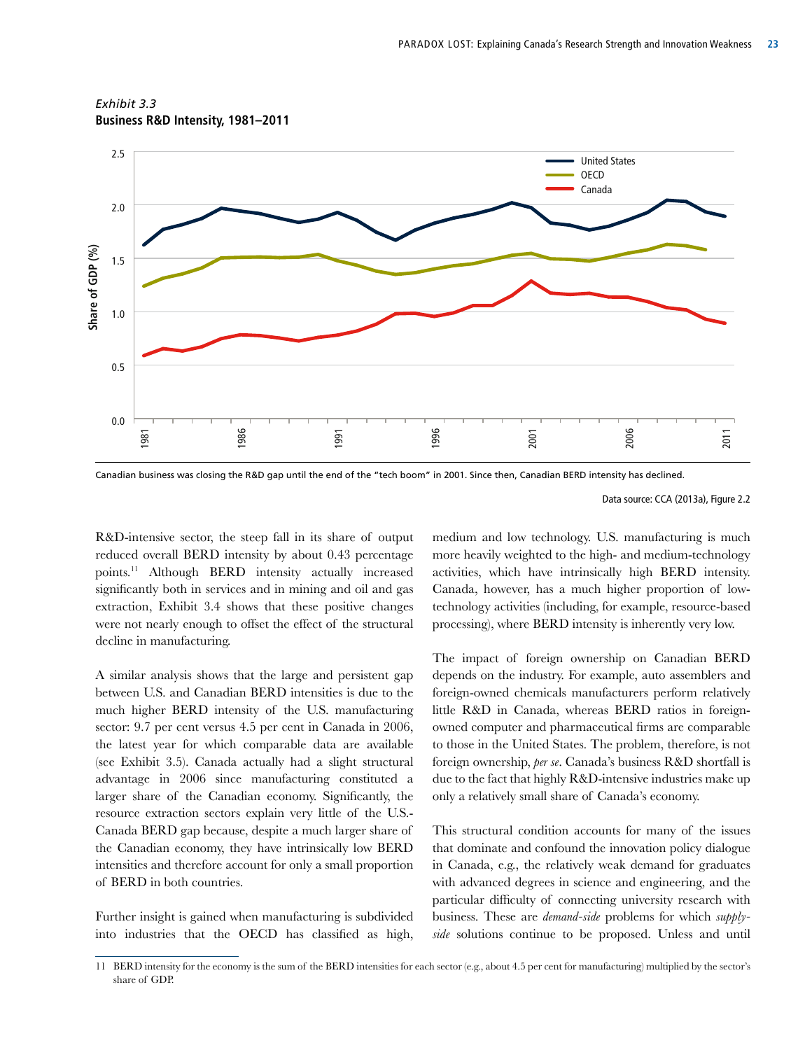*Exhibit 3.3*
**Business R&D Intensity, 1981–2011**

Canadian business was closing the R&D gap until the end of the "tech boom" in 2001. Since then, Canadian BERD intensity has declined.

Data source: CCA (2013a), Figure 2.2

R&D-intensive sector, the steep fall in its share of output reduced overall BERD intensity by about 0.43 percentage points.[11] Although BERD intensity actually increased significantly both in services and in mining and oil and gas extraction, Exhibit 3.4 shows that these positive changes were not nearly enough to offset the effect of the structural decline in manufacturing.

A similar analysis shows that the large and persistent gap between U.S. and Canadian BERD intensities is due to the much higher BERD intensity of the U.S. manufacturing sector: 9.7 per cent versus 4.5 per cent in Canada in 2006, the latest year for which comparable data are available (see Exhibit 3.5). Canada actually had a slight structural advantage in 2006 since manufacturing constituted a larger share of the Canadian economy. Significantly, the resource extraction sectors explain very little of the U.S.-Canada BERD gap because, despite a much larger share of the Canadian economy, they have intrinsically low BERD intensities and therefore account for only a small proportion of BERD in both countries.

Further insight is gained when manufacturing is subdivided into industries that the OECD has classified as high, medium and low technology. U.S. manufacturing is much more heavily weighted to the high- and medium-technology activities, which have intrinsically high BERD intensity. Canada, however, has a much higher proportion of low-technology activities (including, for example, resource-based processing), where BERD intensity is inherently very low.

The impact of foreign ownership on Canadian BERD depends on the industry. For example, auto assemblers and foreign-owned chemicals manufacturers perform relatively little R&D in Canada, whereas BERD ratios in foreign-owned computer and pharmaceutical firms are comparable to those in the United States. The problem, therefore, is not foreign ownership, *per se*. Canada's business R&D shortfall is due to the fact that highly R&D-intensive industries make up only a relatively small share of Canada's economy.

This structural condition accounts for many of the issues that dominate and confound the innovation policy dialogue in Canada, e.g., the relatively weak demand for graduates with advanced degrees in science and engineering, and the particular difficulty of connecting university research with business. These are *demand-side* problems for which *supply-side* solutions continue to be proposed. Unless and until

---

11 BERD intensity for the economy is the sum of the BERD intensities for each sector (e.g., about 4.5 per cent for manufacturing) multiplied by the sector's share of GDP.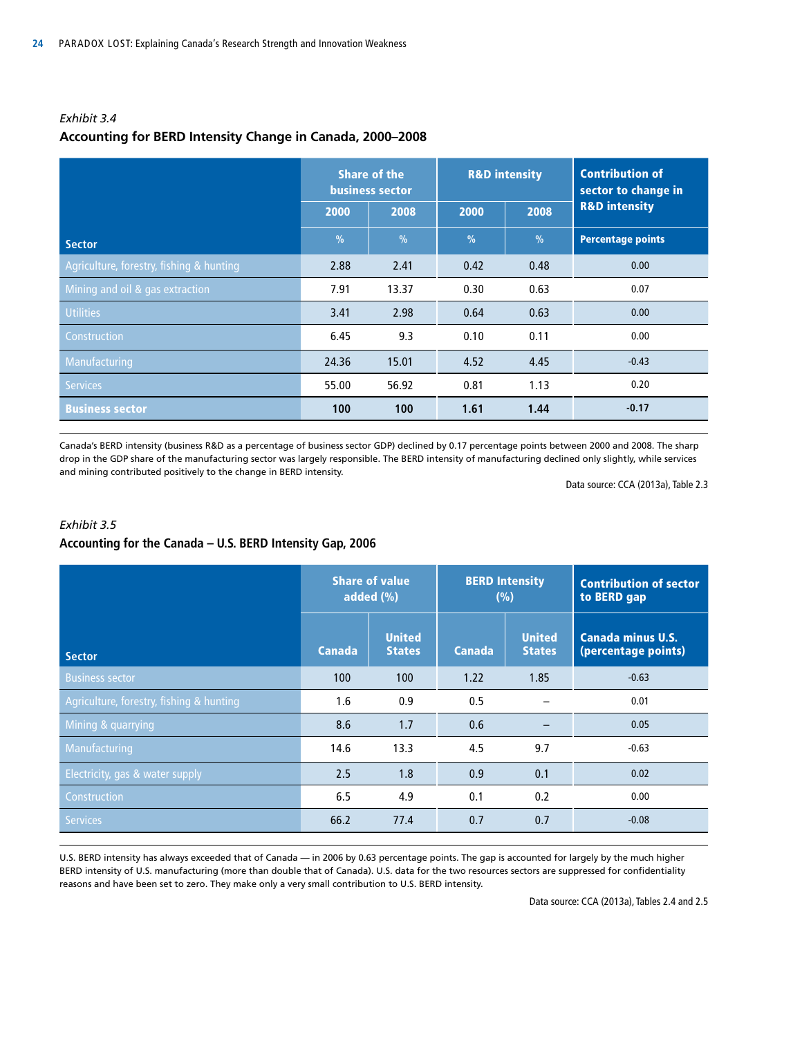*Exhibit 3.4*

**Accounting for BERD Intensity Change in Canada, 2000–2008**

| Sector | Share of the business sector | | R&D intensity | | Contribution of sector to change in R&D intensity |
|---|---|---|---|---|---|
| | 2000 | 2008 | 2000 | 2008 | |
| | % | % | % | % | Percentage points |
| Agriculture, forestry, fishing & hunting | 2.88 | 2.41 | 0.42 | 0.48 | 0.00 |
| Mining and oil & gas extraction | 7.91 | 13.37 | 0.30 | 0.63 | 0.07 |
| Utilities | 3.41 | 2.98 | 0.64 | 0.63 | 0.00 |
| Construction | 6.45 | 9.3 | 0.10 | 0.11 | 0.00 |
| Manufacturing | 24.36 | 15.01 | 4.52 | 4.45 | -0.43 |
| Services | 55.00 | 56.92 | 0.81 | 1.13 | 0.20 |
| **Business sector** | **100** | **100** | **1.61** | **1.44** | **-0.17** |

Canada's BERD intensity (business R&D as a percentage of business sector GDP) declined by 0.17 percentage points between 2000 and 2008. The sharp drop in the GDP share of the manufacturing sector was largely responsible. The BERD intensity of manufacturing declined only slightly, while services and mining contributed positively to the change in BERD intensity.

Data source: CCA (2013a), Table 2.3

*Exhibit 3.5*

**Accounting for the Canada – U.S. BERD Intensity Gap, 2006**

| Sector | Share of value added (%) | | BERD Intensity (%) | | Contribution of sector to BERD gap |
|---|---|---|---|---|---|
| | Canada | United States | Canada | United States | Canada minus U.S. (percentage points) |
| Business sector | 100 | 100 | 1.22 | 1.85 | -0.63 |
| Agriculture, forestry, fishing & hunting | 1.6 | 0.9 | 0.5 | – | 0.01 |
| Mining & quarrying | 8.6 | 1.7 | 0.6 | – | 0.05 |
| Manufacturing | 14.6 | 13.3 | 4.5 | 9.7 | -0.63 |
| Electricity, gas & water supply | 2.5 | 1.8 | 0.9 | 0.1 | 0.02 |
| Construction | 6.5 | 4.9 | 0.1 | 0.2 | 0.00 |
| Services | 66.2 | 77.4 | 0.7 | 0.7 | -0.08 |

U.S. BERD intensity has always exceeded that of Canada — in 2006 by 0.63 percentage points. The gap is accounted for largely by the much higher BERD intensity of U.S. manufacturing (more than double that of Canada). U.S. data for the two resources sectors are suppressed for confidentiality reasons and have been set to zero. They make only a very small contribution to U.S. BERD intensity.

Data source: CCA (2013a), Tables 2.4 and 2.5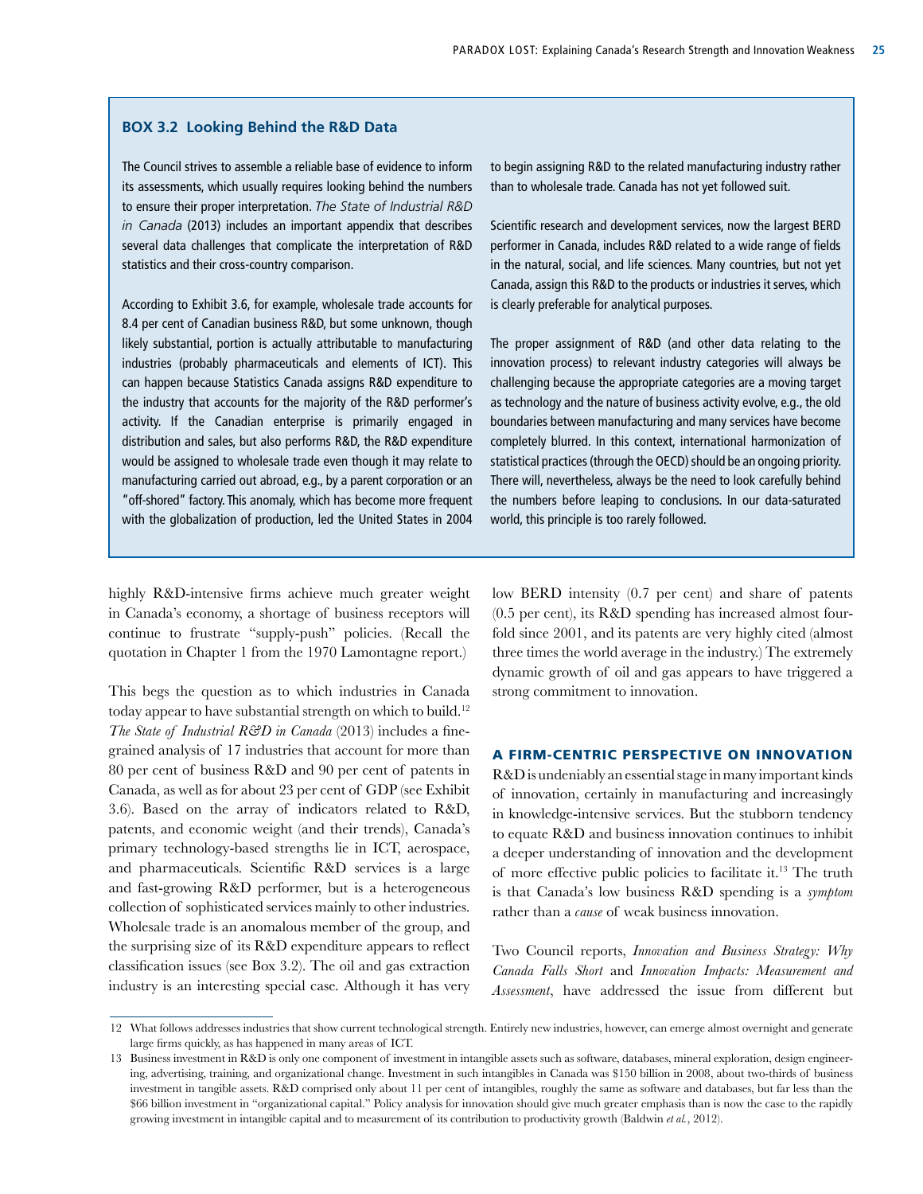### BOX 3.2 Looking Behind the R&D Data

The Council strives to assemble a reliable base of evidence to inform its assessments, which usually requires looking behind the numbers to ensure their proper interpretation. *The State of Industrial R&D in Canada* (2013) includes an important appendix that describes several data challenges that complicate the interpretation of R&D statistics and their cross-country comparison.

According to Exhibit 3.6, for example, wholesale trade accounts for 8.4 per cent of Canadian business R&D, but some unknown, though likely substantial, portion is actually attributable to manufacturing industries (probably pharmaceuticals and elements of ICT). This can happen because Statistics Canada assigns R&D expenditure to the industry that accounts for the majority of the R&D performer's activity. If the Canadian enterprise is primarily engaged in distribution and sales, but also performs R&D, the R&D expenditure would be assigned to wholesale trade even though it may relate to manufacturing carried out abroad, e.g., by a parent corporation or an "off-shored" factory. This anomaly, which has become more frequent with the globalization of production, led the United States in 2004 to begin assigning R&D to the related manufacturing industry rather than to wholesale trade. Canada has not yet followed suit.

Scientific research and development services, now the largest BERD performer in Canada, includes R&D related to a wide range of fields in the natural, social, and life sciences. Many countries, but not yet Canada, assign this R&D to the products or industries it serves, which is clearly preferable for analytical purposes.

The proper assignment of R&D (and other data relating to the innovation process) to relevant industry categories will always be challenging because the appropriate categories are a moving target as technology and the nature of business activity evolve, e.g., the old boundaries between manufacturing and many services have become completely blurred. In this context, international harmonization of statistical practices (through the OECD) should be an ongoing priority. There will, nevertheless, always be the need to look carefully behind the numbers before leaping to conclusions. In our data-saturated world, this principle is too rarely followed.

highly R&D-intensive firms achieve much greater weight in Canada's economy, a shortage of business receptors will continue to frustrate "supply-push" policies. (Recall the quotation in Chapter 1 from the 1970 Lamontagne report.)

This begs the question as to which industries in Canada today appear to have substantial strength on which to build.[12] *The State of Industrial R&D in Canada* (2013) includes a fine-grained analysis of 17 industries that account for more than 80 per cent of business R&D and 90 per cent of patents in Canada, as well as for about 23 per cent of GDP (see Exhibit 3.6). Based on the array of indicators related to R&D, patents, and economic weight (and their trends), Canada's primary technology-based strengths lie in ICT, aerospace, and pharmaceuticals. Scientific R&D services is a large and fast-growing R&D performer, but is a heterogeneous collection of sophisticated services mainly to other industries. Wholesale trade is an anomalous member of the group, and the surprising size of its R&D expenditure appears to reflect classification issues (see Box 3.2). The oil and gas extraction industry is an interesting special case. Although it has very low BERD intensity (0.7 per cent) and share of patents (0.5 per cent), its R&D spending has increased almost four-fold since 2001, and its patents are very highly cited (almost three times the world average in the industry.) The extremely dynamic growth of oil and gas appears to have triggered a strong commitment to innovation.

## A FIRM-CENTRIC PERSPECTIVE ON INNOVATION

R&D is undeniably an essential stage in many important kinds of innovation, certainly in manufacturing and increasingly in knowledge-intensive services. But the stubborn tendency to equate R&D and business innovation continues to inhibit a deeper understanding of innovation and the development of more effective public policies to facilitate it.[13] The truth is that Canada's low business R&D spending is a *symptom* rather than a *cause* of weak business innovation.

Two Council reports, *Innovation and Business Strategy: Why Canada Falls Short* and *Innovation Impacts: Measurement and Assessment*, have addressed the issue from different but

---

12 What follows addresses industries that show current technological strength. Entirely new industries, however, can emerge almost overnight and generate large firms quickly, as has happened in many areas of ICT.

13 Business investment in R&D is only one component of investment in intangible assets such as software, databases, mineral exploration, design engineering, advertising, training, and organizational change. Investment in such intangibles in Canada was $150 billion in 2008, about two-thirds of business investment in tangible assets. R&D comprised only about 11 per cent of intangibles, roughly the same as software and databases, but far less than the $66 billion investment in "organizational capital." Policy analysis for innovation should give much greater emphasis than is now the case to the rapidly growing investment in intangible capital and to measurement of its contribution to productivity growth (Baldwin *et al.*, 2012).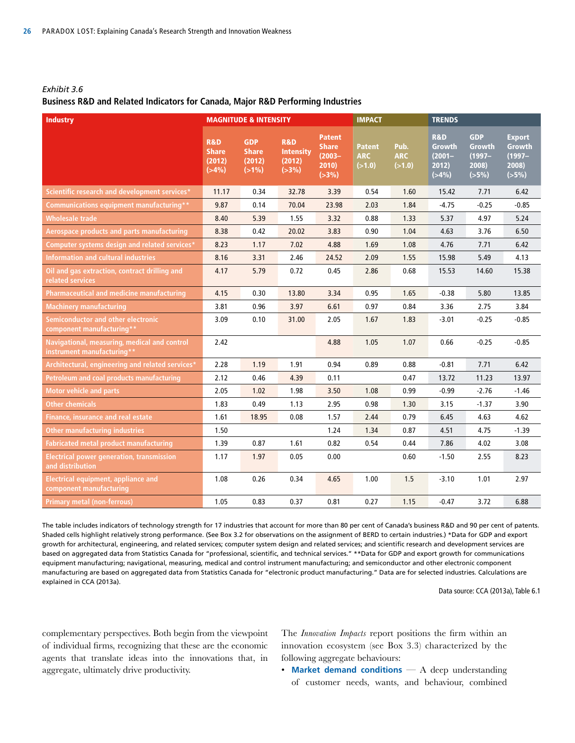*Exhibit 3.6*

**Business R&D and Related Indicators for Canada, Major R&D Performing Industries**

| Industry | MAGNITUDE & INTENSITY | | | | IMPACT | | TRENDS | | |
|---|---|---|---|---|---|---|---|---|---|
| | R&D Share (2012) (>4%) | GDP Share (2012) (>1%) | R&D Intensity (2012) (>3%) | Patent Share (2003–2010) (>3%) | Patent ARC (>1.0) | Pub. ARC (>1.0) | R&D Growth (2001–2012) (>4%) | GDP Growth (1997–2008) (>5%) | Export Growth (1997–2008) (>5%) |
| Scientific research and development services* | 11.17 | 0.34 | 32.78 | 3.39 | 0.54 | 1.60 | 15.42 | 7.71 | 6.42 |
| Communications equipment manufacturing** | 9.87 | 0.14 | 70.04 | 23.98 | 2.03 | 1.84 | -4.75 | -0.25 | -0.85 |
| Wholesale trade | 8.40 | 5.39 | 1.55 | 3.32 | 0.88 | 1.33 | 5.37 | 4.97 | 5.24 |
| Aerospace products and parts manufacturing | 8.38 | 0.42 | 20.02 | 3.83 | 0.90 | 1.04 | 4.63 | 3.76 | 6.50 |
| Computer systems design and related services* | 8.23 | 1.17 | 7.02 | 4.88 | 1.69 | 1.08 | 4.76 | 7.71 | 6.42 |
| Information and cultural industries | 8.16 | 3.31 | 2.46 | 24.52 | 2.09 | 1.55 | 15.98 | 5.49 | 4.13 |
| Oil and gas extraction, contract drilling and related services | 4.17 | 5.79 | 0.72 | 0.45 | 2.86 | 0.68 | 15.53 | 14.60 | 15.38 |
| Pharmaceutical and medicine manufacturing | 4.15 | 0.30 | 13.80 | 3.34 | 0.95 | 1.65 | -0.38 | 5.80 | 13.85 |
| Machinery manufacturing | 3.81 | 0.96 | 3.97 | 6.61 | 0.97 | 0.84 | 3.36 | 2.75 | 3.84 |
| Semiconductor and other electronic component manufacturing** | 3.09 | 0.10 | 31.00 | 2.05 | 1.67 | 1.83 | -3.01 | -0.25 | -0.85 |
| Navigational, measuring, medical and control instrument manufacturing** | 2.42 | | | 4.88 | 1.05 | 1.07 | 0.66 | -0.25 | -0.85 |
| Architectural, engineering and related services* | 2.28 | 1.19 | 1.91 | 0.94 | 0.89 | 0.88 | -0.81 | 7.71 | 6.42 |
| Petroleum and coal products manufacturing | 2.12 | 0.46 | 4.39 | 0.11 | | 0.47 | 13.72 | 11.23 | 13.97 |
| Motor vehicle and parts | 2.05 | 1.02 | 1.98 | 3.50 | 1.08 | 0.99 | -0.99 | -2.76 | -1.46 |
| Other chemicals | 1.83 | 0.49 | 1.13 | 2.95 | 0.98 | 1.30 | 3.15 | -1.37 | 3.90 |
| Finance, insurance and real estate | 1.61 | 18.95 | 0.08 | 1.57 | 2.44 | 0.79 | 6.45 | 4.63 | 4.62 |
| Other manufacturing industries | 1.50 | | | 1.24 | 1.34 | 0.87 | 4.51 | 4.75 | -1.39 |
| Fabricated metal product manufacturing | 1.39 | 0.87 | 1.61 | 0.82 | 0.54 | 0.44 | 7.86 | 4.02 | 3.08 |
| Electrical power generation, transmission and distribution | 1.17 | 1.97 | 0.05 | 0.00 | | 0.60 | -1.50 | 2.55 | 8.23 |
| Electrical equipment, appliance and component manufacturing | 1.08 | 0.26 | 0.34 | 4.65 | 1.00 | 1.5 | -3.10 | 1.01 | 2.97 |
| Primary metal (non-ferrous) | 1.05 | 0.83 | 0.37 | 0.81 | 0.27 | 1.15 | -0.47 | 3.72 | 6.88 |

The table includes indicators of technology strength for 17 industries that account for more than 80 per cent of Canada's business R&D and 90 per cent of patents. Shaded cells highlight relatively strong performance. (See Box 3.2 for observations on the assignment of BERD to certain industries.) *Data for GDP and export growth for architectural, engineering, and related services; computer system design and related services; and scientific research and development services are based on aggregated data from Statistics Canada for "professional, scientific, and technical services." **Data for GDP and export growth for communications equipment manufacturing; navigational, measuring, medical and control instrument manufacturing; and semiconductor and other electronic component manufacturing are based on aggregated data from Statistics Canada for "electronic product manufacturing." Data are for selected industries. Calculations are explained in CCA (2013a).

Data source: CCA (2013a), Table 6.1

complementary perspectives. Both begin from the viewpoint of individual firms, recognizing that these are the economic agents that translate ideas into the innovations that, in aggregate, ultimately drive productivity.

The *Innovation Impacts* report positions the firm within an innovation ecosystem (see Box 3.3) characterized by the following aggregate behaviours:

- **Market demand conditions** — A deep understanding of customer needs, wants, and behaviour, combined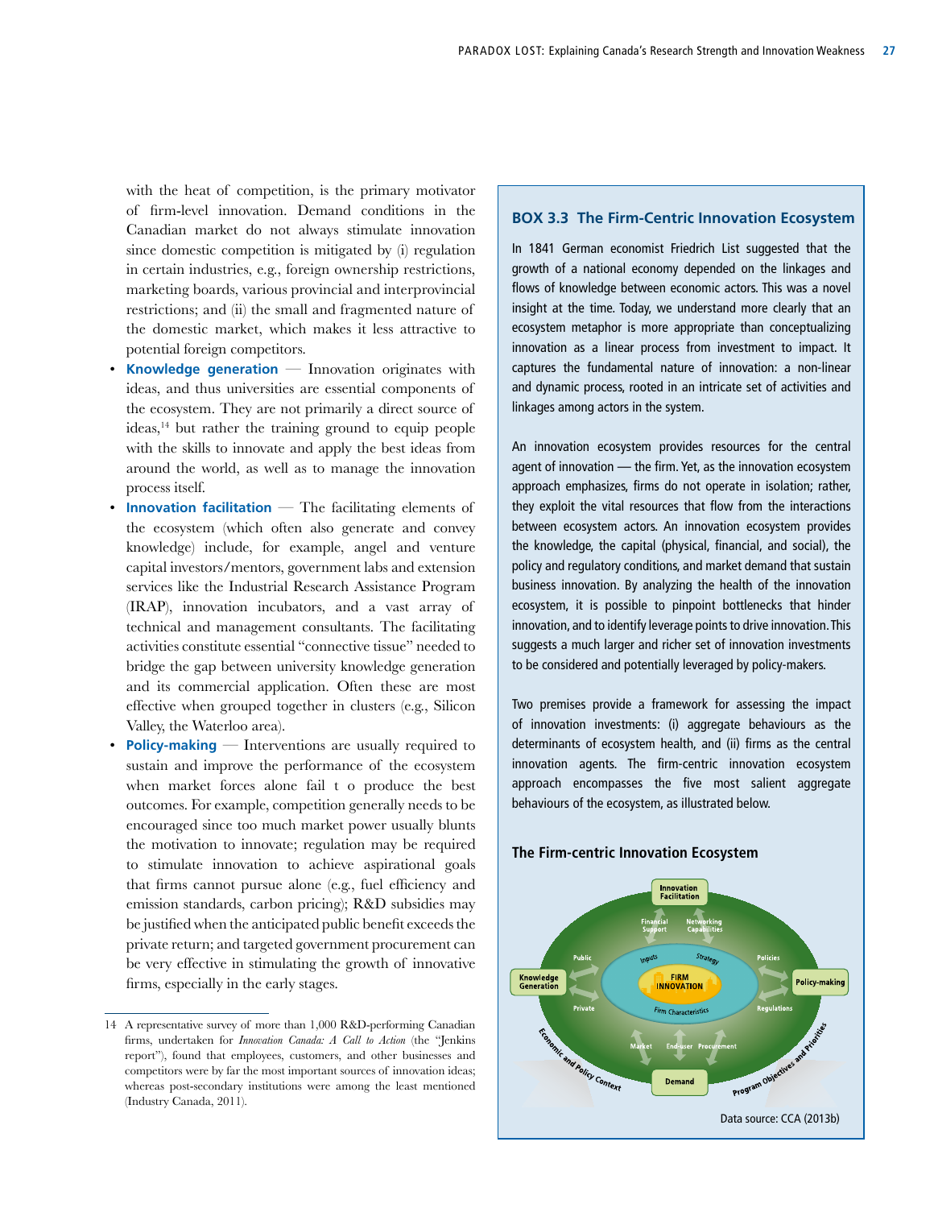with the heat of competition, is the primary motivator of firm-level innovation. Demand conditions in the Canadian market do not always stimulate innovation since domestic competition is mitigated by (i) regulation in certain industries, e.g., foreign ownership restrictions, marketing boards, various provincial and interprovincial restrictions; and (ii) the small and fragmented nature of the domestic market, which makes it less attractive to potential foreign competitors.

- **Knowledge generation** — Innovation originates with ideas, and thus universities are essential components of the ecosystem. They are not primarily a direct source of ideas,[14] but rather the training ground to equip people with the skills to innovate and apply the best ideas from around the world, as well as to manage the innovation process itself.
- **Innovation facilitation** — The facilitating elements of the ecosystem (which often also generate and convey knowledge) include, for example, angel and venture capital investors/mentors, government labs and extension services like the Industrial Research Assistance Program (IRAP), innovation incubators, and a vast array of technical and management consultants. The facilitating activities constitute essential "connective tissue" needed to bridge the gap between university knowledge generation and its commercial application. Often these are most effective when grouped together in clusters (e.g., Silicon Valley, the Waterloo area).
- **Policy-making** — Interventions are usually required to sustain and improve the performance of the ecosystem when market forces alone fail t o produce the best outcomes. For example, competition generally needs to be encouraged since too much market power usually blunts the motivation to innovate; regulation may be required to stimulate innovation to achieve aspirational goals that firms cannot pursue alone (e.g., fuel efficiency and emission standards, carbon pricing); R&D subsidies may be justified when the anticipated public benefit exceeds the private return; and targeted government procurement can be very effective in stimulating the growth of innovative firms, especially in the early stages.

14 A representative survey of more than 1,000 R&D-performing Canadian firms, undertaken for *Innovation Canada: A Call to Action* (the "Jenkins report"), found that employees, customers, and other businesses and competitors were by far the most important sources of innovation ideas; whereas post-secondary institutions were among the least mentioned (Industry Canada, 2011).

### BOX 3.3 The Firm-Centric Innovation Ecosystem

In 1841 German economist Friedrich List suggested that the growth of a national economy depended on the linkages and flows of knowledge between economic actors. This was a novel insight at the time. Today, we understand more clearly that an ecosystem metaphor is more appropriate than conceptualizing innovation as a linear process from investment to impact. It captures the fundamental nature of innovation: a non-linear and dynamic process, rooted in an intricate set of activities and linkages among actors in the system.

An innovation ecosystem provides resources for the central agent of innovation — the firm. Yet, as the innovation ecosystem approach emphasizes, firms do not operate in isolation; rather, they exploit the vital resources that flow from the interactions between ecosystem actors. An innovation ecosystem provides the knowledge, the capital (physical, financial, and social), the policy and regulatory conditions, and market demand that sustain business innovation. By analyzing the health of the innovation ecosystem, it is possible to pinpoint bottlenecks that hinder innovation, and to identify leverage points to drive innovation. This suggests a much larger and richer set of innovation investments to be considered and potentially leveraged by policy-makers.

Two premises provide a framework for assessing the impact of innovation investments: (i) aggregate behaviours as the determinants of ecosystem health, and (ii) firms as the central innovation agents. The firm-centric innovation ecosystem approach encompasses the five most salient aggregate behaviours of the ecosystem, as illustrated below.

**The Firm-centric Innovation Ecosystem**

Data source: CCA (2013b)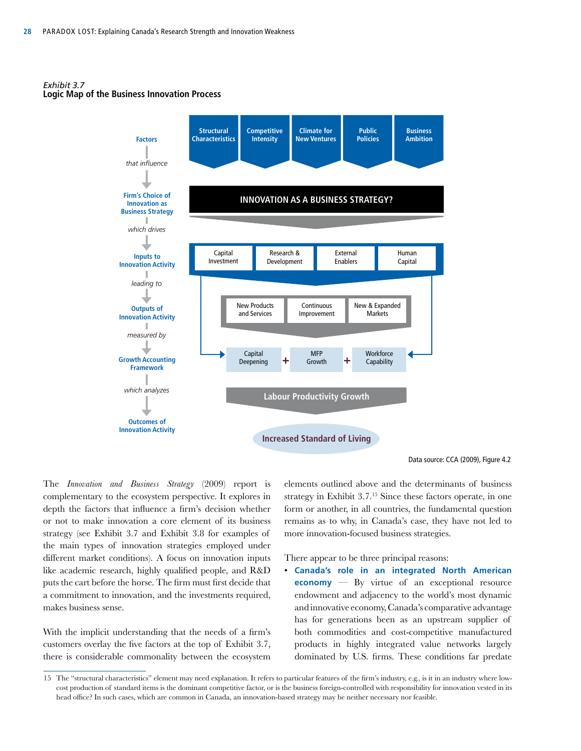*Exhibit 3.7*
**Logic Map of the Business Innovation Process**

**Factors**

*that influence*

Structural Characteristics | Competitive Intensity | Climate for New Ventures | Public Policies | Business Ambition

**Firm's Choice of Innovation as Business Strategy**

INNOVATION AS A BUSINESS STRATEGY?

*which drives*

**Inputs to Innovation Activity**

Capital Investment | Research & Development | External Enablers | Human Capital

*leading to*

**Outputs of Innovation Activity**

New Products and Services | Continuous Improvement | New & Expanded Markets

*measured by*

**Growth Accounting Framework**

Capital Deepening + MFP Growth + Workforce Capability

*which analyzes*

Labour Productivity Growth

**Outcomes of Innovation Activity**

Increased Standard of Living

Data source: CCA (2009), Figure 4.2

The *Innovation and Business Strategy* (2009) report is complementary to the ecosystem perspective. It explores in depth the factors that influence a firm's decision whether or not to make innovation a core element of its business strategy (see Exhibit 3.7 and Exhibit 3.8 for examples of the main types of innovation strategies employed under different market conditions). A focus on innovation inputs like academic research, highly qualified people, and R&D puts the cart before the horse. The firm must first decide that a commitment to innovation, and the investments required, makes business sense.

With the implicit understanding that the needs of a firm's customers overlay the five factors at the top of Exhibit 3.7, there is considerable commonality between the ecosystem elements outlined above and the determinants of business strategy in Exhibit 3.7.[15] Since these factors operate, in one form or another, in all countries, the fundamental question remains as to why, in Canada's case, they have not led to more innovation-focused business strategies.

There appear to be three principal reasons:

- **Canada's role in an integrated North American economy** — By virtue of an exceptional resource endowment and adjacency to the world's most dynamic and innovative economy, Canada's comparative advantage has for generations been as an upstream supplier of both commodities and cost-competitive manufactured products in highly integrated value networks largely dominated by U.S. firms. These conditions far predate

15 The "structural characteristics" element may need explanation. It refers to particular features of the firm's industry, e.g., is it in an industry where low-cost production of standard items is the dominant competitive factor, or is the business foreign-controlled with responsibility for innovation vested in its head office? In such cases, which are common in Canada, an innovation-based strategy may be neither necessary nor feasible.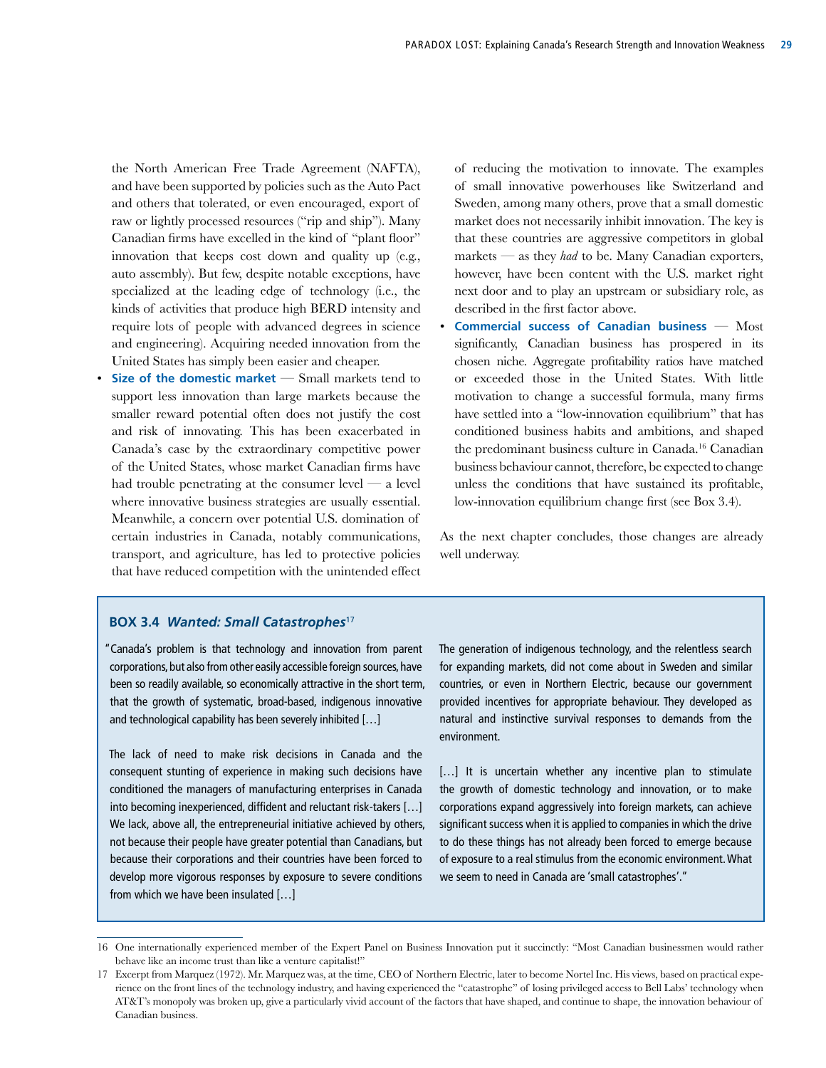the North American Free Trade Agreement (NAFTA), and have been supported by policies such as the Auto Pact and others that tolerated, or even encouraged, export of raw or lightly processed resources ("rip and ship"). Many Canadian firms have excelled in the kind of "plant floor" innovation that keeps cost down and quality up (e.g., auto assembly). But few, despite notable exceptions, have specialized at the leading edge of technology (i.e., the kinds of activities that produce high BERD intensity and require lots of people with advanced degrees in science and engineering). Acquiring needed innovation from the United States has simply been easier and cheaper.

- **Size of the domestic market** — Small markets tend to support less innovation than large markets because the smaller reward potential often does not justify the cost and risk of innovating. This has been exacerbated in Canada's case by the extraordinary competitive power of the United States, whose market Canadian firms have had trouble penetrating at the consumer level — a level where innovative business strategies are usually essential. Meanwhile, a concern over potential U.S. domination of certain industries in Canada, notably communications, transport, and agriculture, has led to protective policies that have reduced competition with the unintended effect of reducing the motivation to innovate. The examples of small innovative powerhouses like Switzerland and Sweden, among many others, prove that a small domestic market does not necessarily inhibit innovation. The key is that these countries are aggressive competitors in global markets — as they *had* to be. Many Canadian exporters, however, have been content with the U.S. market right next door and to play an upstream or subsidiary role, as described in the first factor above.
- **Commercial success of Canadian business** — Most significantly, Canadian business has prospered in its chosen niche. Aggregate profitability ratios have matched or exceeded those in the United States. With little motivation to change a successful formula, many firms have settled into a "low-innovation equilibrium" that has conditioned business habits and ambitions, and shaped the predominant business culture in Canada.[16] Canadian business behaviour cannot, therefore, be expected to change unless the conditions that have sustained its profitable, low-innovation equilibrium change first (see Box 3.4).

As the next chapter concludes, those changes are already well underway.

### BOX 3.4 *Wanted: Small Catastrophes*[17]

"Canada's problem is that technology and innovation from parent corporations, but also from other easily accessible foreign sources, have been so readily available, so economically attractive in the short term, that the growth of systematic, broad-based, indigenous innovative and technological capability has been severely inhibited […]

The lack of need to make risk decisions in Canada and the consequent stunting of experience in making such decisions have conditioned the managers of manufacturing enterprises in Canada into becoming inexperienced, diffident and reluctant risk-takers […] We lack, above all, the entrepreneurial initiative achieved by others, not because their people have greater potential than Canadians, but because their corporations and their countries have been forced to develop more vigorous responses by exposure to severe conditions from which we have been insulated […]

The generation of indigenous technology, and the relentless search for expanding markets, did not come about in Sweden and similar countries, or even in Northern Electric, because our government provided incentives for appropriate behaviour. They developed as natural and instinctive survival responses to demands from the environment.

[…] It is uncertain whether any incentive plan to stimulate the growth of domestic technology and innovation, or to make corporations expand aggressively into foreign markets, can achieve significant success when it is applied to companies in which the drive to do these things has not already been forced to emerge because of exposure to a real stimulus from the economic environment. What we seem to need in Canada are 'small catastrophes'."

---

16 One internationally experienced member of the Expert Panel on Business Innovation put it succinctly: "Most Canadian businessmen would rather behave like an income trust than like a venture capitalist!"

17 Excerpt from Marquez (1972). Mr. Marquez was, at the time, CEO of Northern Electric, later to become Nortel Inc. His views, based on practical experience on the front lines of the technology industry, and having experienced the "catastrophe" of losing privileged access to Bell Labs' technology when AT&T's monopoly was broken up, give a particularly vivid account of the factors that have shaped, and continue to shape, the innovation behaviour of Canadian business.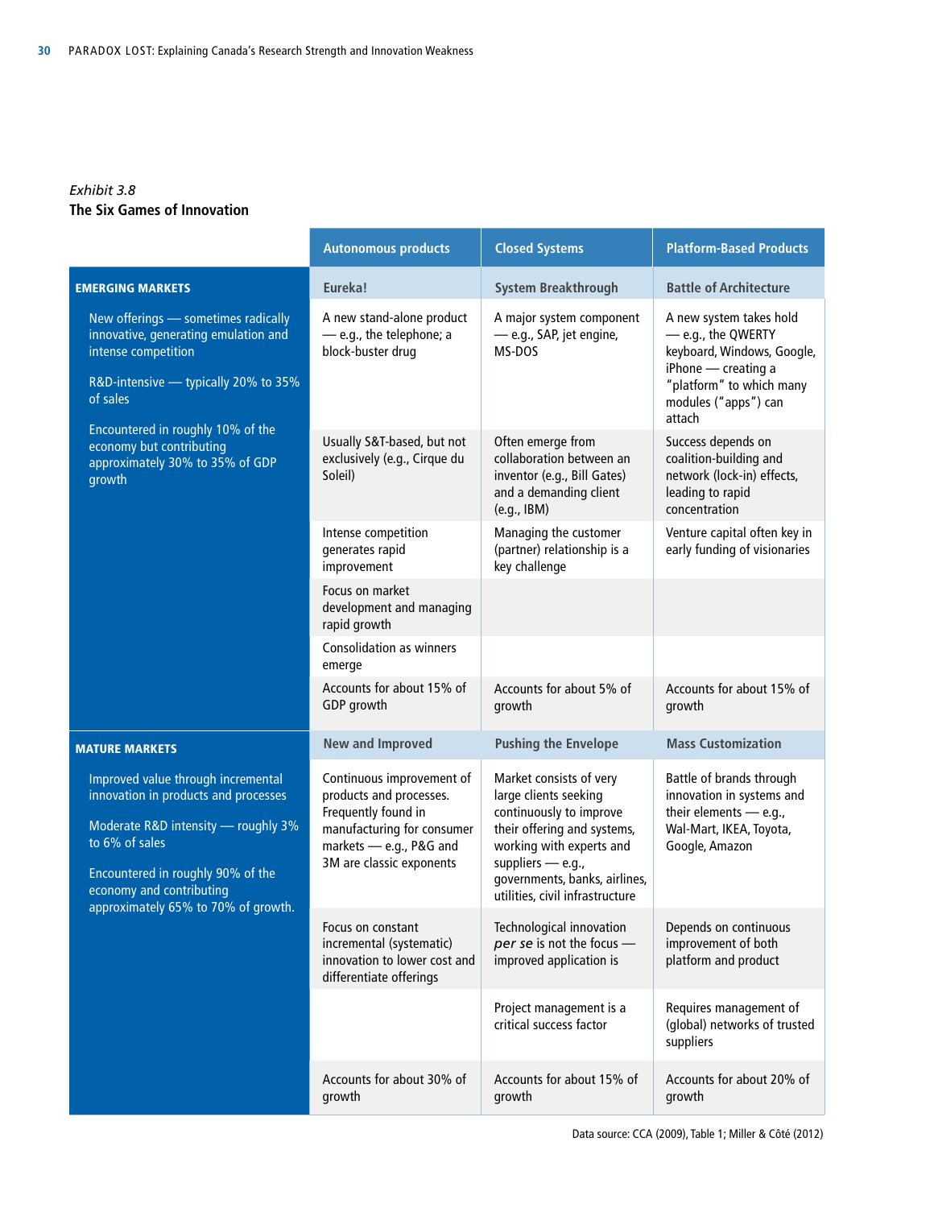*Exhibit 3.8*

**The Six Games of Innovation**

| | Autonomous products | Closed Systems | Platform-Based Products |
|---|---|---|---|
| **EMERGING MARKETS** | **Eureka!** | **System Breakthrough** | **Battle of Architecture** |
| New offerings — sometimes radically innovative, generating emulation and intense competition<br><br>R&D-intensive — typically 20% to 35% of sales<br><br>Encountered in roughly 10% of the economy but contributing approximately 30% to 35% of GDP growth | A new stand-alone product — e.g., the telephone; a block-buster drug | A major system component — e.g., SAP, jet engine, MS-DOS | A new system takes hold — e.g., the QWERTY keyboard, Windows, Google, iPhone — creating a "platform" to which many modules ("apps") can attach |
| | Usually S&T-based, but not exclusively (e.g., Cirque du Soleil) | Often emerge from collaboration between an inventor (e.g., Bill Gates) and a demanding client (e.g., IBM) | Success depends on coalition-building and network (lock-in) effects, leading to rapid concentration |
| | Intense competition generates rapid improvement | Managing the customer (partner) relationship is a key challenge | Venture capital often key in early funding of visionaries |
| | Focus on market development and managing rapid growth | | |
| | Consolidation as winners emerge | | |
| | Accounts for about 15% of GDP growth | Accounts for about 5% of growth | Accounts for about 15% of growth |
| **MATURE MARKETS** | **New and Improved** | **Pushing the Envelope** | **Mass Customization** |
| Improved value through incremental innovation in products and processes<br><br>Moderate R&D intensity — roughly 3% to 6% of sales<br><br>Encountered in roughly 90% of the economy and contributing approximately 65% to 70% of growth. | Continuous improvement of products and processes. Frequently found in manufacturing for consumer markets — e.g., P&G and 3M are classic exponents | Market consists of very large clients seeking continuously to improve their offering and systems, working with experts and suppliers — e.g., governments, banks, airlines, utilities, civil infrastructure | Battle of brands through innovation in systems and their elements — e.g., Wal-Mart, IKEA, Toyota, Google, Amazon |
| | Focus on constant incremental (systematic) innovation to lower cost and differentiate offerings | Technological innovation *per se* is not the focus — improved application is | Depends on continuous improvement of both platform and product |
| | | Project management is a critical success factor | Requires management of (global) networks of trusted suppliers |
| | Accounts for about 30% of growth | Accounts for about 15% of growth | Accounts for about 20% of growth |

Data source: CCA (2009), Table 1; Miller & Côté (2012)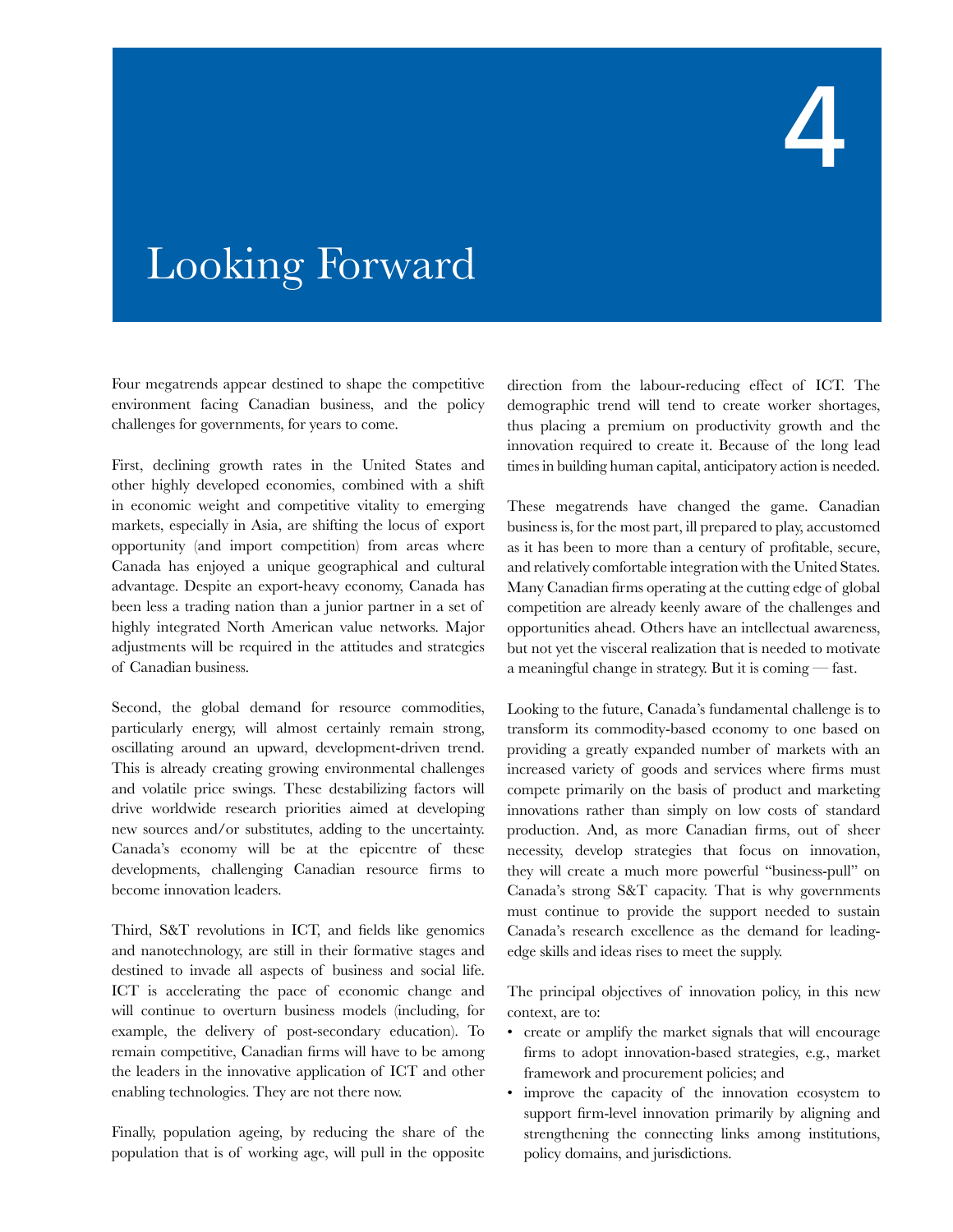# 4

# Looking Forward

Four megatrends appear destined to shape the competitive environment facing Canadian business, and the policy challenges for governments, for years to come.

First, declining growth rates in the United States and other highly developed economies, combined with a shift in economic weight and competitive vitality to emerging markets, especially in Asia, are shifting the locus of export opportunity (and import competition) from areas where Canada has enjoyed a unique geographical and cultural advantage. Despite an export-heavy economy, Canada has been less a trading nation than a junior partner in a set of highly integrated North American value networks. Major adjustments will be required in the attitudes and strategies of Canadian business.

Second, the global demand for resource commodities, particularly energy, will almost certainly remain strong, oscillating around an upward, development-driven trend. This is already creating growing environmental challenges and volatile price swings. These destabilizing factors will drive worldwide research priorities aimed at developing new sources and/or substitutes, adding to the uncertainty. Canada's economy will be at the epicentre of these developments, challenging Canadian resource firms to become innovation leaders.

Third, S&T revolutions in ICT, and fields like genomics and nanotechnology, are still in their formative stages and destined to invade all aspects of business and social life. ICT is accelerating the pace of economic change and will continue to overturn business models (including, for example, the delivery of post-secondary education). To remain competitive, Canadian firms will have to be among the leaders in the innovative application of ICT and other enabling technologies. They are not there now.

Finally, population ageing, by reducing the share of the population that is of working age, will pull in the opposite direction from the labour-reducing effect of ICT. The demographic trend will tend to create worker shortages, thus placing a premium on productivity growth and the innovation required to create it. Because of the long lead times in building human capital, anticipatory action is needed.

These megatrends have changed the game. Canadian business is, for the most part, ill prepared to play, accustomed as it has been to more than a century of profitable, secure, and relatively comfortable integration with the United States. Many Canadian firms operating at the cutting edge of global competition are already keenly aware of the challenges and opportunities ahead. Others have an intellectual awareness, but not yet the visceral realization that is needed to motivate a meaningful change in strategy. But it is coming — fast.

Looking to the future, Canada's fundamental challenge is to transform its commodity-based economy to one based on providing a greatly expanded number of markets with an increased variety of goods and services where firms must compete primarily on the basis of product and marketing innovations rather than simply on low costs of standard production. And, as more Canadian firms, out of sheer necessity, develop strategies that focus on innovation, they will create a much more powerful "business-pull" on Canada's strong S&T capacity. That is why governments must continue to provide the support needed to sustain Canada's research excellence as the demand for leading-edge skills and ideas rises to meet the supply.

The principal objectives of innovation policy, in this new context, are to:

- create or amplify the market signals that will encourage firms to adopt innovation-based strategies, e.g., market framework and procurement policies; and
- improve the capacity of the innovation ecosystem to support firm-level innovation primarily by aligning and strengthening the connecting links among institutions, policy domains, and jurisdictions.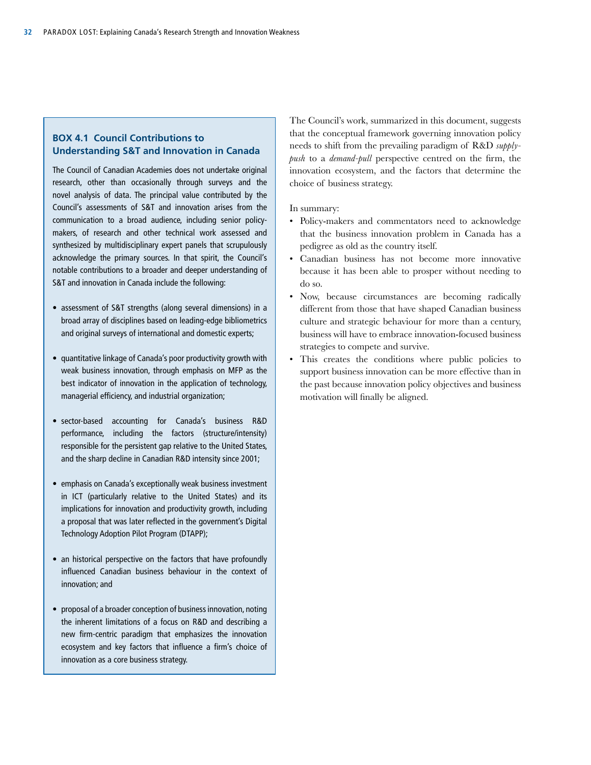### BOX 4.1 Council Contributions to Understanding S&T and Innovation in Canada

The Council of Canadian Academies does not undertake original research, other than occasionally through surveys and the novel analysis of data. The principal value contributed by the Council's assessments of S&T and innovation arises from the communication to a broad audience, including senior policy-makers, of research and other technical work assessed and synthesized by multidisciplinary expert panels that scrupulously acknowledge the primary sources. In that spirit, the Council's notable contributions to a broader and deeper understanding of S&T and innovation in Canada include the following:

- assessment of S&T strengths (along several dimensions) in a broad array of disciplines based on leading-edge bibliometrics and original surveys of international and domestic experts;
- quantitative linkage of Canada's poor productivity growth with weak business innovation, through emphasis on MFP as the best indicator of innovation in the application of technology, managerial efficiency, and industrial organization;
- sector-based accounting for Canada's business R&D performance, including the factors (structure/intensity) responsible for the persistent gap relative to the United States, and the sharp decline in Canadian R&D intensity since 2001;
- emphasis on Canada's exceptionally weak business investment in ICT (particularly relative to the United States) and its implications for innovation and productivity growth, including a proposal that was later reflected in the government's Digital Technology Adoption Pilot Program (DTAPP);
- an historical perspective on the factors that have profoundly influenced Canadian business behaviour in the context of innovation; and
- proposal of a broader conception of business innovation, noting the inherent limitations of a focus on R&D and describing a new firm-centric paradigm that emphasizes the innovation ecosystem and key factors that influence a firm's choice of innovation as a core business strategy.

The Council's work, summarized in this document, suggests that the conceptual framework governing innovation policy needs to shift from the prevailing paradigm of R&D *supply-push* to a *demand-pull* perspective centred on the firm, the innovation ecosystem, and the factors that determine the choice of business strategy.

In summary:

- Policy-makers and commentators need to acknowledge that the business innovation problem in Canada has a pedigree as old as the country itself.
- Canadian business has not become more innovative because it has been able to prosper without needing to do so.
- Now, because circumstances are becoming radically different from those that have shaped Canadian business culture and strategic behaviour for more than a century, business will have to embrace innovation-focused business strategies to compete and survive.
- This creates the conditions where public policies to support business innovation can be more effective than in the past because innovation policy objectives and business motivation will finally be aligned.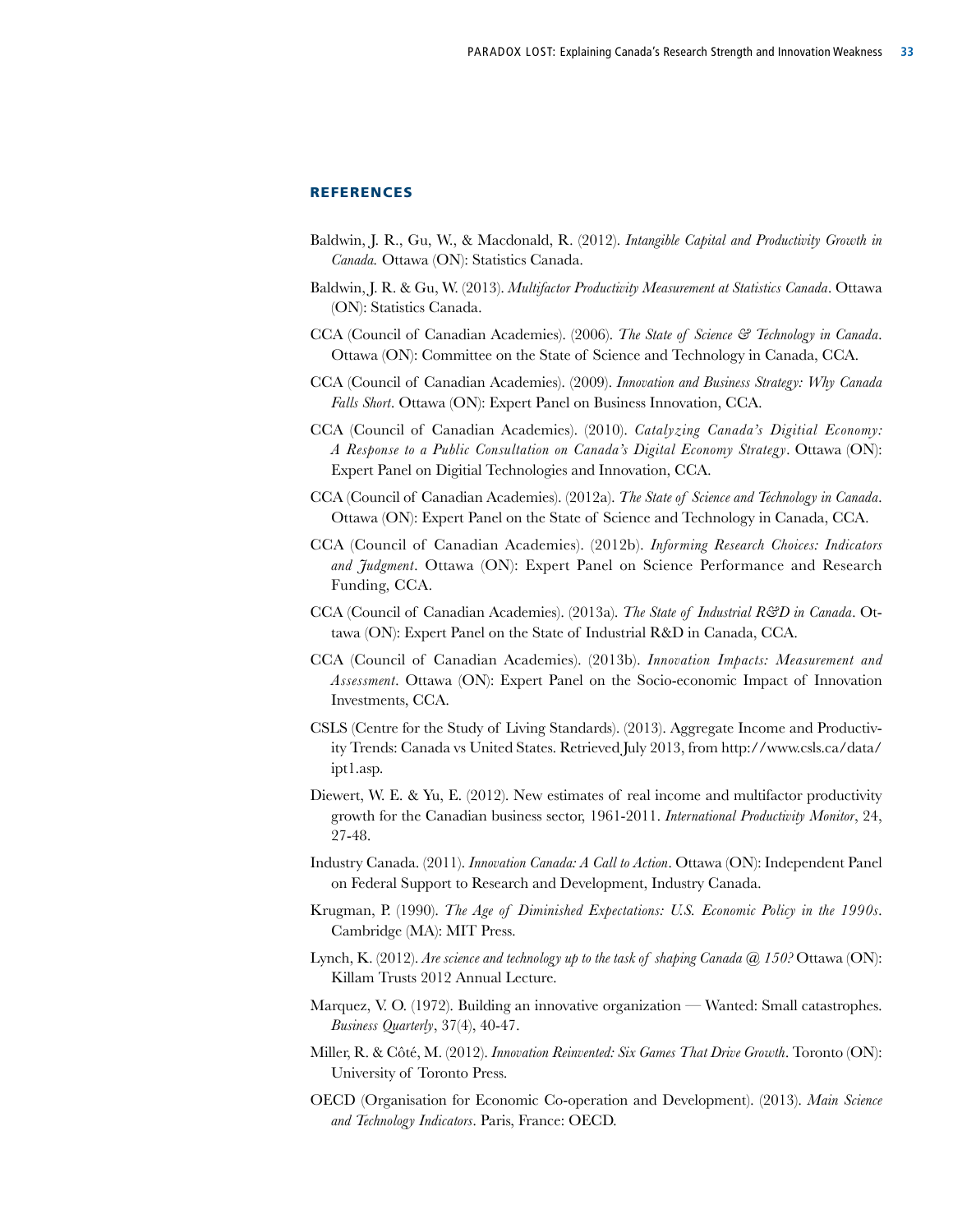## REFERENCES

Baldwin, J. R., Gu, W., & Macdonald, R. (2012). *Intangible Capital and Productivity Growth in Canada.* Ottawa (ON): Statistics Canada.

Baldwin, J. R. & Gu, W. (2013). *Multifactor Productivity Measurement at Statistics Canada*. Ottawa (ON): Statistics Canada.

CCA (Council of Canadian Academies). (2006). *The State of Science & Technology in Canada*. Ottawa (ON): Committee on the State of Science and Technology in Canada, CCA.

CCA (Council of Canadian Academies). (2009). *Innovation and Business Strategy: Why Canada Falls Short*. Ottawa (ON): Expert Panel on Business Innovation, CCA.

CCA (Council of Canadian Academies). (2010). *Catalyzing Canada's Digitial Economy: A Response to a Public Consultation on Canada's Digital Economy Strategy*. Ottawa (ON): Expert Panel on Digitial Technologies and Innovation, CCA.

CCA (Council of Canadian Academies). (2012a). *The State of Science and Technology in Canada*. Ottawa (ON): Expert Panel on the State of Science and Technology in Canada, CCA.

CCA (Council of Canadian Academies). (2012b). *Informing Research Choices: Indicators and Judgment*. Ottawa (ON): Expert Panel on Science Performance and Research Funding, CCA.

CCA (Council of Canadian Academies). (2013a). *The State of Industrial R&D in Canada*. Ottawa (ON): Expert Panel on the State of Industrial R&D in Canada, CCA.

CCA (Council of Canadian Academies). (2013b). *Innovation Impacts: Measurement and Assessment*. Ottawa (ON): Expert Panel on the Socio-economic Impact of Innovation Investments, CCA.

CSLS (Centre for the Study of Living Standards). (2013). Aggregate Income and Productivity Trends: Canada vs United States. Retrieved July 2013, from http://www.csls.ca/data/ipt1.asp.

Diewert, W. E. & Yu, E. (2012). New estimates of real income and multifactor productivity growth for the Canadian business sector, 1961-2011. *International Productivity Monitor*, 24, 27-48.

Industry Canada. (2011). *Innovation Canada: A Call to Action*. Ottawa (ON): Independent Panel on Federal Support to Research and Development, Industry Canada.

Krugman, P. (1990). *The Age of Diminished Expectations: U.S. Economic Policy in the 1990s*. Cambridge (MA): MIT Press.

Lynch, K. (2012). *Are science and technology up to the task of shaping Canada @ 150?* Ottawa (ON): Killam Trusts 2012 Annual Lecture.

Marquez, V. O. (1972). Building an innovative organization — Wanted: Small catastrophes. *Business Quarterly*, 37(4), 40-47.

Miller, R. & Côté, M. (2012). *Innovation Reinvented: Six Games That Drive Growth*. Toronto (ON): University of Toronto Press.

OECD (Organisation for Economic Co-operation and Development). (2013). *Main Science and Technology Indicators*. Paris, France: OECD.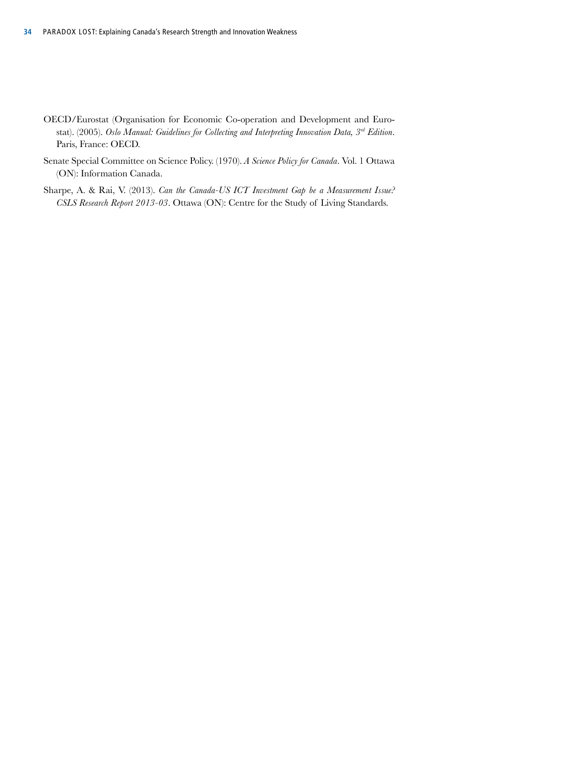OECD/Eurostat (Organisation for Economic Co-operation and Development and Eurostat). (2005). *Oslo Manual: Guidelines for Collecting and Interpreting Innovation Data, 3rd Edition*. Paris, France: OECD.

Senate Special Committee on Science Policy. (1970). *A Science Policy for Canada*. Vol. 1 Ottawa (ON): Information Canada.

Sharpe, A. & Rai, V. (2013). *Can the Canada-US ICT Investment Gap be a Measurement Issue? CSLS Research Report 2013-03*. Ottawa (ON): Centre for the Study of Living Standards.